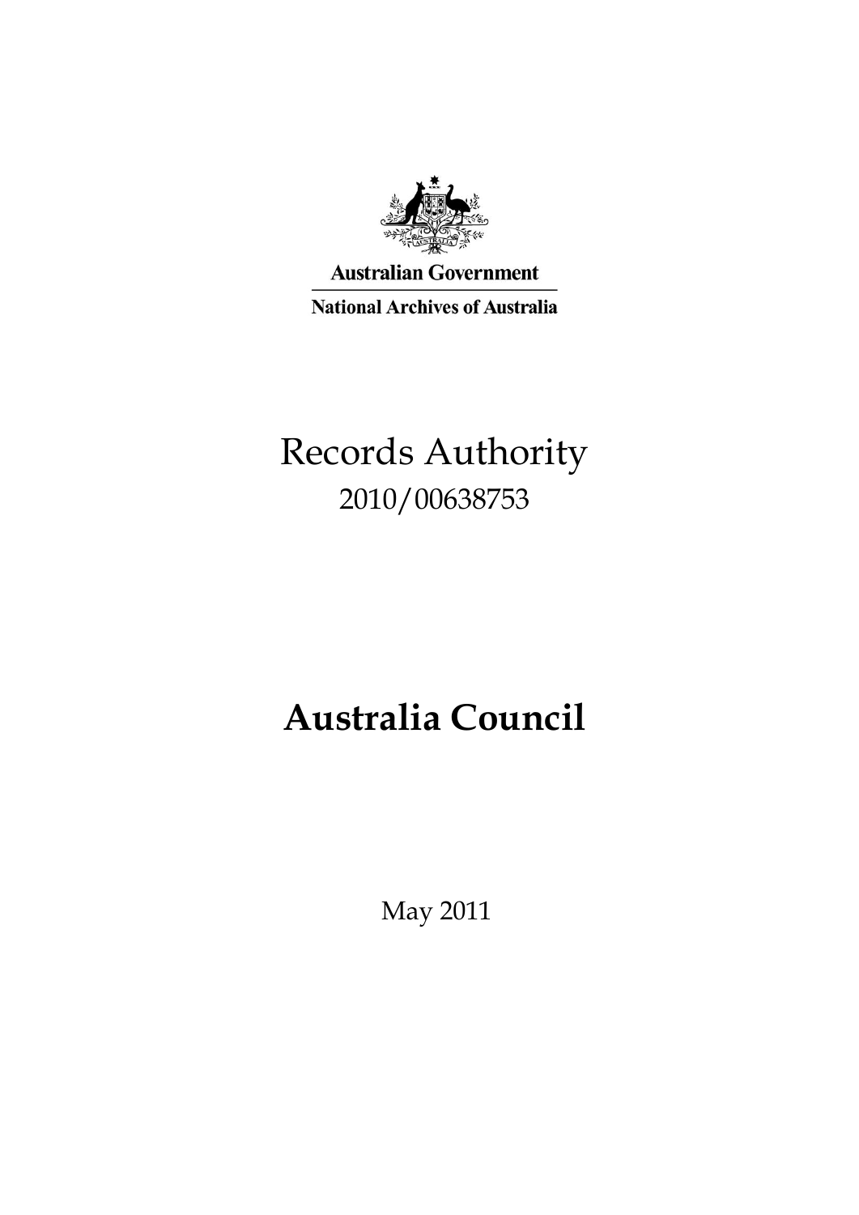Australian Government

National Archives of Australia

# Records Authority

2010/00638753

# **Australia Council**

May 2011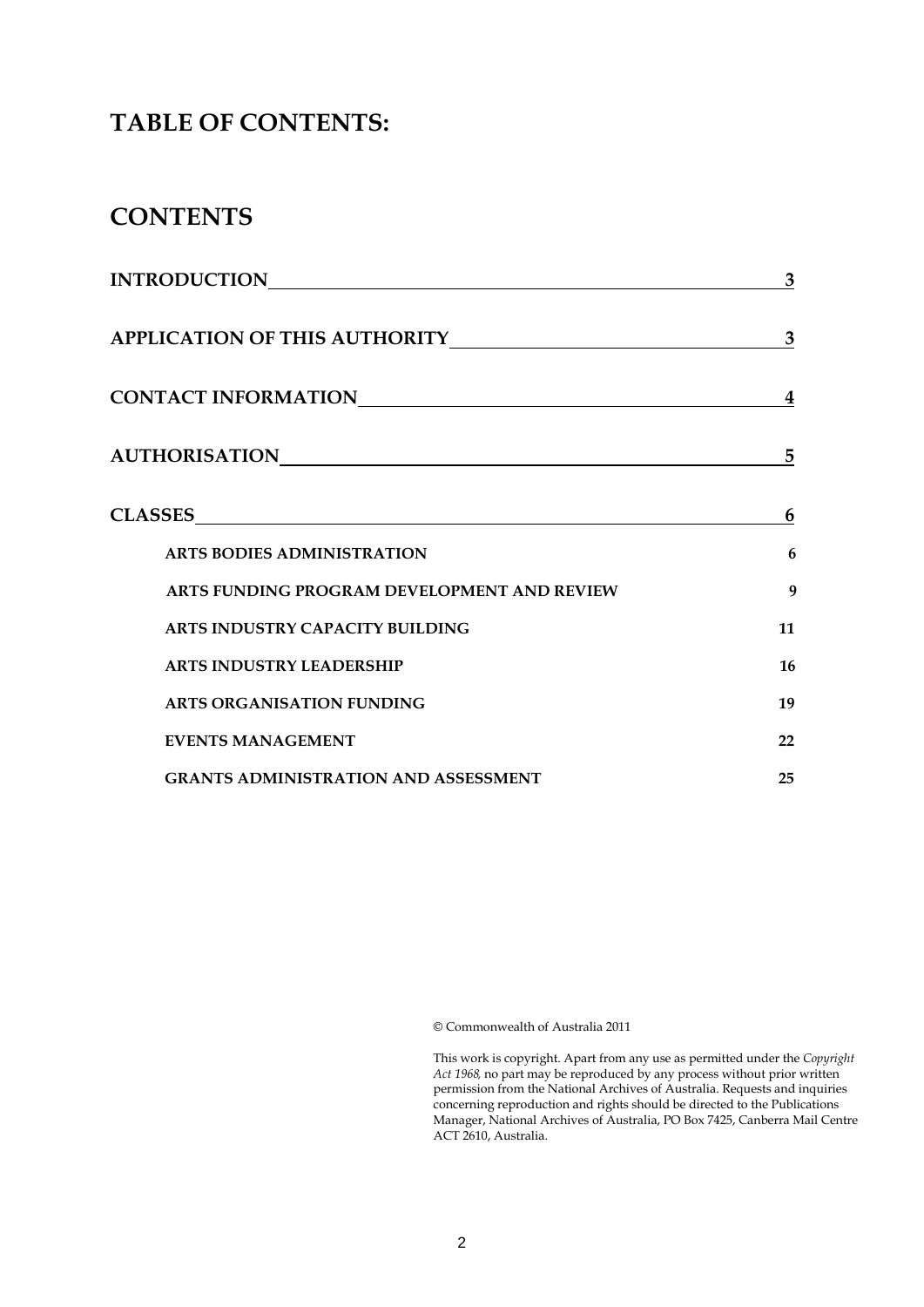# TABLE OF CONTENTS:

# CONTENTS

| | |
|---|---|
| **INTRODUCTION** | **3** |
| **APPLICATION OF THIS AUTHORITY** | **3** |
| **CONTACT INFORMATION** | **4** |
| **AUTHORISATION** | **5** |
| **CLASSES** | **6** |
| **ARTS BODIES ADMINISTRATION** | **6** |
| **ARTS FUNDING PROGRAM DEVELOPMENT AND REVIEW** | **9** |
| **ARTS INDUSTRY CAPACITY BUILDING** | **11** |
| **ARTS INDUSTRY LEADERSHIP** | **16** |
| **ARTS ORGANISATION FUNDING** | **19** |
| **EVENTS MANAGEMENT** | **22** |
| **GRANTS ADMINISTRATION AND ASSESSMENT** | **25** |

© Commonwealth of Australia 2011

This work is copyright. Apart from any use as permitted under the *Copyright Act 1968,* no part may be reproduced by any process without prior written permission from the National Archives of Australia. Requests and inquiries concerning reproduction and rights should be directed to the Publications Manager, National Archives of Australia, PO Box 7425, Canberra Mail Centre ACT 2610, Australia.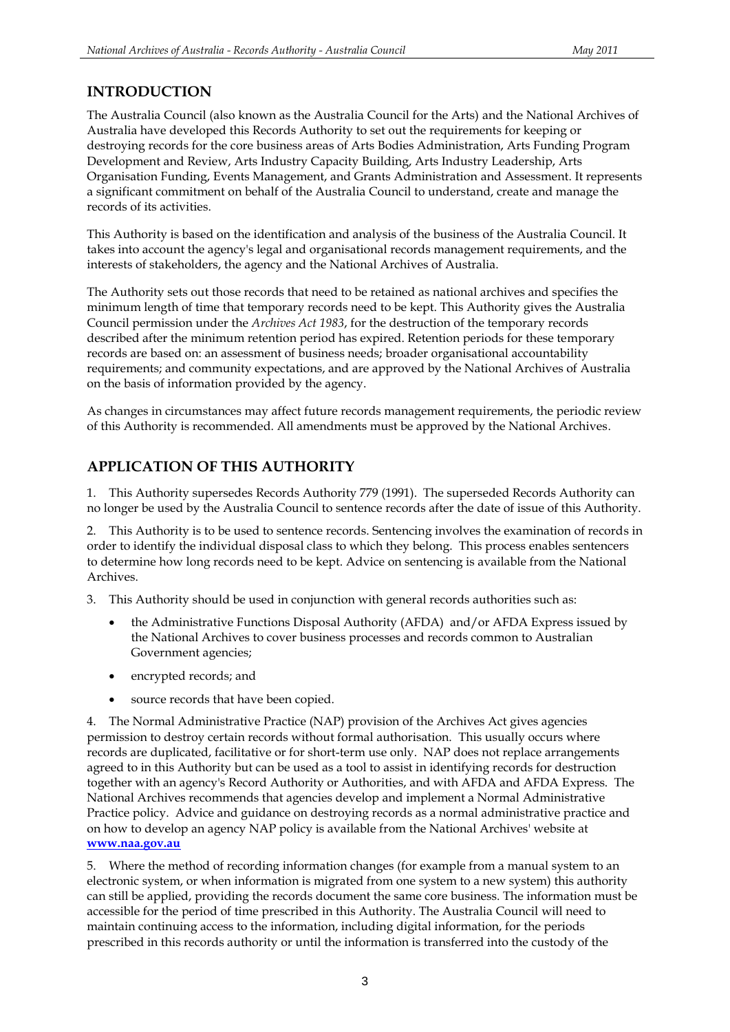## INTRODUCTION

The Australia Council (also known as the Australia Council for the Arts) and the National Archives of Australia have developed this Records Authority to set out the requirements for keeping or destroying records for the core business areas of Arts Bodies Administration, Arts Funding Program Development and Review, Arts Industry Capacity Building, Arts Industry Leadership, Arts Organisation Funding, Events Management, and Grants Administration and Assessment. It represents a significant commitment on behalf of the Australia Council to understand, create and manage the records of its activities.

This Authority is based on the identification and analysis of the business of the Australia Council. It takes into account the agency's legal and organisational records management requirements, and the interests of stakeholders, the agency and the National Archives of Australia.

The Authority sets out those records that need to be retained as national archives and specifies the minimum length of time that temporary records need to be kept. This Authority gives the Australia Council permission under the *Archives Act 1983*, for the destruction of the temporary records described after the minimum retention period has expired. Retention periods for these temporary records are based on: an assessment of business needs; broader organisational accountability requirements; and community expectations, and are approved by the National Archives of Australia on the basis of information provided by the agency.

As changes in circumstances may affect future records management requirements, the periodic review of this Authority is recommended. All amendments must be approved by the National Archives.

## APPLICATION OF THIS AUTHORITY

1. This Authority supersedes Records Authority 779 (1991). The superseded Records Authority can no longer be used by the Australia Council to sentence records after the date of issue of this Authority.

2. This Authority is to be used to sentence records. Sentencing involves the examination of records in order to identify the individual disposal class to which they belong. This process enables sentencers to determine how long records need to be kept. Advice on sentencing is available from the National Archives.

3. This Authority should be used in conjunction with general records authorities such as:

   - the Administrative Functions Disposal Authority (AFDA) and/or AFDA Express issued by the National Archives to cover business processes and records common to Australian Government agencies;
   - encrypted records; and
   - source records that have been copied.

4. The Normal Administrative Practice (NAP) provision of the Archives Act gives agencies permission to destroy certain records without formal authorisation. This usually occurs where records are duplicated, facilitative or for short-term use only. NAP does not replace arrangements agreed to in this Authority but can be used as a tool to assist in identifying records for destruction together with an agency's Record Authority or Authorities, and with AFDA and AFDA Express. The National Archives recommends that agencies develop and implement a Normal Administrative Practice policy. Advice and guidance on destroying records as a normal administrative practice and on how to develop an agency NAP policy is available from the National Archives' website at **www.naa.gov.au**

5. Where the method of recording information changes (for example from a manual system to an electronic system, or when information is migrated from one system to a new system) this authority can still be applied, providing the records document the same core business. The information must be accessible for the period of time prescribed in this Authority. The Australia Council will need to maintain continuing access to the information, including digital information, for the periods prescribed in this records authority or until the information is transferred into the custody of the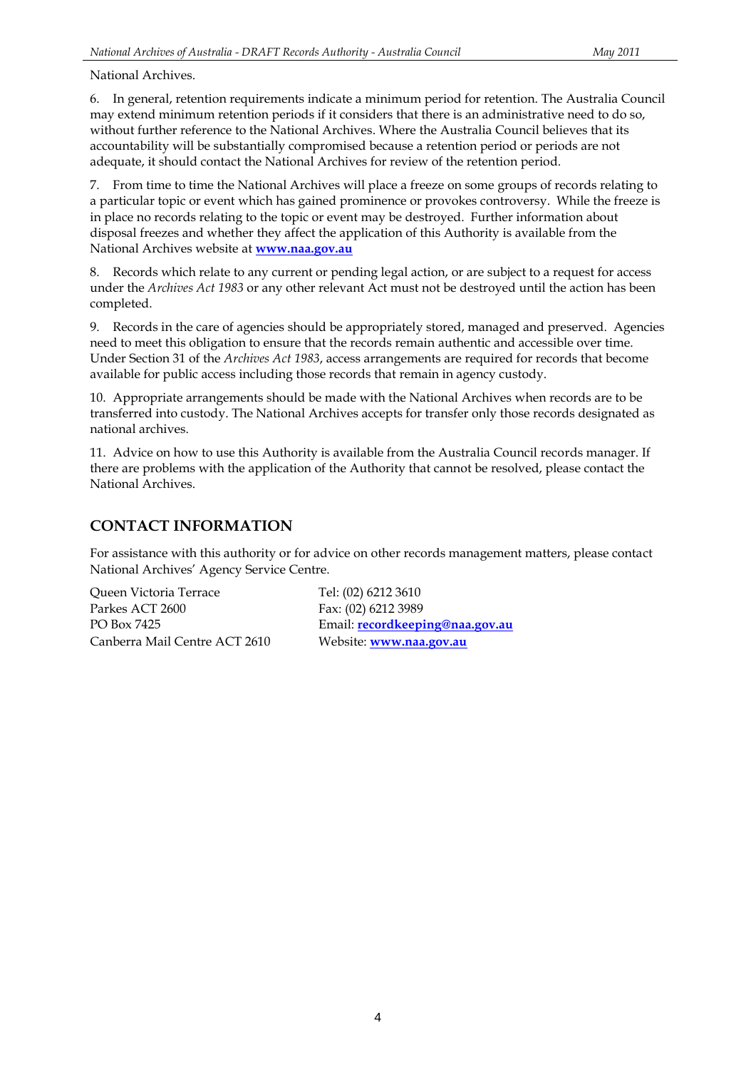National Archives.

6. In general, retention requirements indicate a minimum period for retention. The Australia Council may extend minimum retention periods if it considers that there is an administrative need to do so, without further reference to the National Archives. Where the Australia Council believes that its accountability will be substantially compromised because a retention period or periods are not adequate, it should contact the National Archives for review of the retention period.

7. From time to time the National Archives will place a freeze on some groups of records relating to a particular topic or event which has gained prominence or provokes controversy. While the freeze is in place no records relating to the topic or event may be destroyed. Further information about disposal freezes and whether they affect the application of this Authority is available from the National Archives website at **www.naa.gov.au**

8. Records which relate to any current or pending legal action, or are subject to a request for access under the *Archives Act 1983* or any other relevant Act must not be destroyed until the action has been completed.

9. Records in the care of agencies should be appropriately stored, managed and preserved. Agencies need to meet this obligation to ensure that the records remain authentic and accessible over time. Under Section 31 of the *Archives Act 1983*, access arrangements are required for records that become available for public access including those records that remain in agency custody.

10. Appropriate arrangements should be made with the National Archives when records are to be transferred into custody. The National Archives accepts for transfer only those records designated as national archives.

11. Advice on how to use this Authority is available from the Australia Council records manager. If there are problems with the application of the Authority that cannot be resolved, please contact the National Archives.

## CONTACT INFORMATION

For assistance with this authority or for advice on other records management matters, please contact National Archives' Agency Service Centre.

Queen Victoria Terrace
Parkes ACT 2600
PO Box 7425
Canberra Mail Centre ACT 2610

Tel: (02) 6212 3610
Fax: (02) 6212 3989
Email: **recordkeeping@naa.gov.au**
Website: **www.naa.gov.au**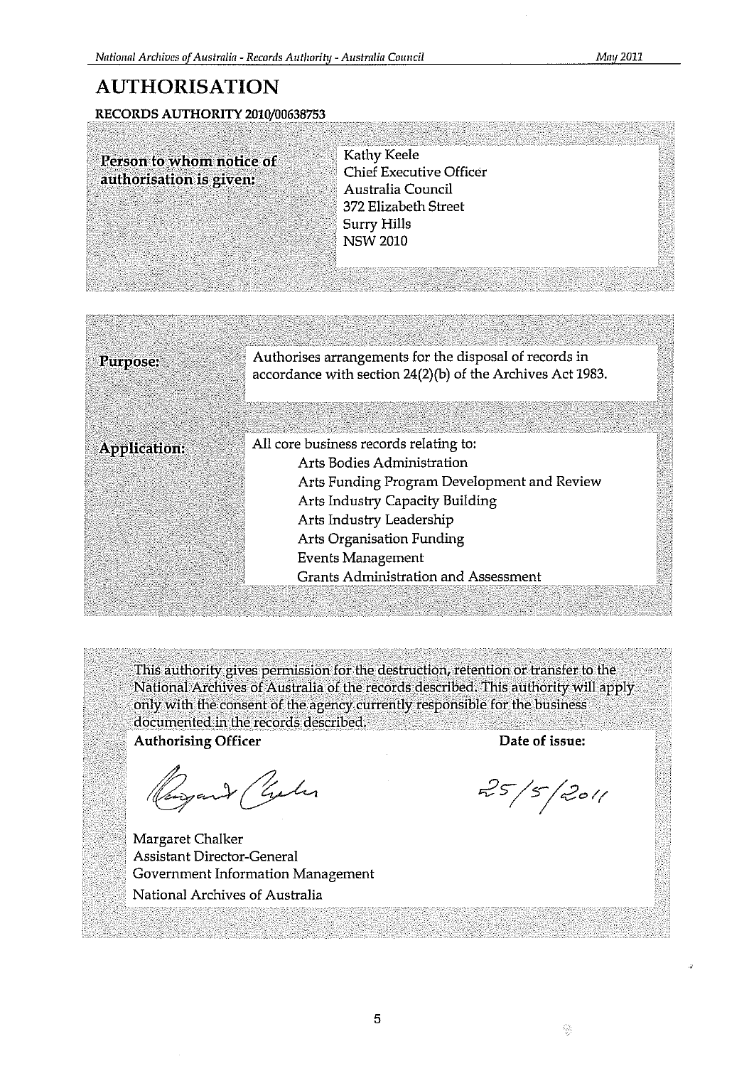# AUTHORISATION

**RECORDS AUTHORITY 2010/00638753**

| | |
|---|---|
| **Person to whom notice of authorisation is given:** | Kathy Keele<br>Chief Executive Officer<br>Australia Council<br>372 Elizabeth Street<br>Surry Hills<br>NSW 2010 |

| | |
|---|---|
| **Purpose:** | Authorises arrangements for the disposal of records in accordance with section 24(2)(b) of the Archives Act 1983. |
| **Application:** | All core business records relating to:<br>Arts Bodies Administration<br>Arts Funding Program Development and Review<br>Arts Industry Capacity Building<br>Arts Industry Leadership<br>Arts Organisation Funding<br>Events Management<br>Grants Administration and Assessment |

This authority gives permission for the destruction, retention or transfer to the National Archives of Australia of the records described. This authority will apply only with the consent of the agency currently responsible for the business documented in the records described.

| **Authorising Officer** | **Date of issue:** |
|---|---|
| Margaret Chalker<br>Assistant Director-General<br>Government Information Management<br>National Archives of Australia | 25/5/2011 |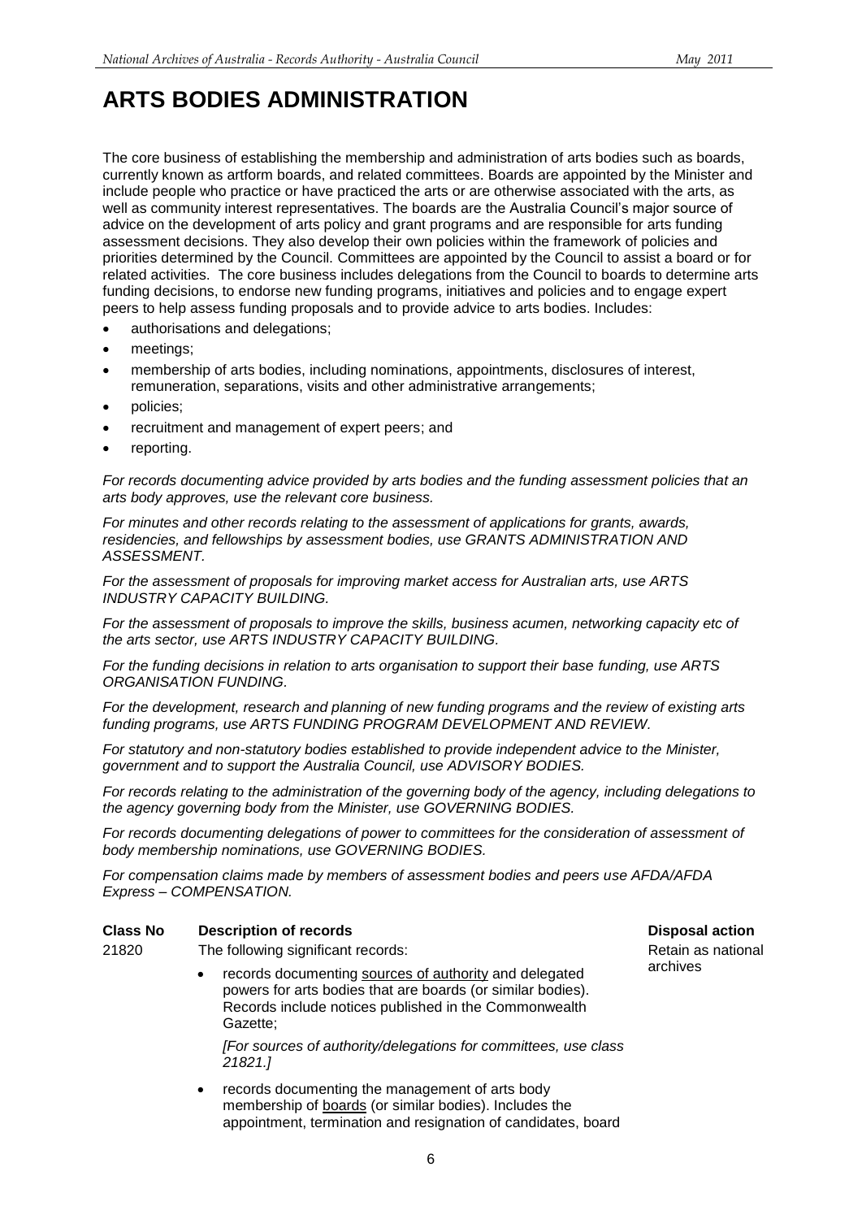# ARTS BODIES ADMINISTRATION

The core business of establishing the membership and administration of arts bodies such as boards, currently known as artform boards, and related committees. Boards are appointed by the Minister and include people who practice or have practiced the arts or are otherwise associated with the arts, as well as community interest representatives. The boards are the Australia Council's major source of advice on the development of arts policy and grant programs and are responsible for arts funding assessment decisions. They also develop their own policies within the framework of policies and priorities determined by the Council. Committees are appointed by the Council to assist a board or for related activities. The core business includes delegations from the Council to boards to determine arts funding decisions, to endorse new funding programs, initiatives and policies and to engage expert peers to help assess funding proposals and to provide advice to arts bodies. Includes:

- authorisations and delegations;
- meetings;
- membership of arts bodies, including nominations, appointments, disclosures of interest, remuneration, separations, visits and other administrative arrangements;
- policies;
- recruitment and management of expert peers; and
- reporting.

*For records documenting advice provided by arts bodies and the funding assessment policies that an arts body approves, use the relevant core business.*

*For minutes and other records relating to the assessment of applications for grants, awards, residencies, and fellowships by assessment bodies, use GRANTS ADMINISTRATION AND ASSESSMENT.*

*For the assessment of proposals for improving market access for Australian arts, use ARTS INDUSTRY CAPACITY BUILDING.*

*For the assessment of proposals to improve the skills, business acumen, networking capacity etc of the arts sector, use ARTS INDUSTRY CAPACITY BUILDING.*

*For the funding decisions in relation to arts organisation to support their base funding, use ARTS ORGANISATION FUNDING.*

*For the development, research and planning of new funding programs and the review of existing arts funding programs, use ARTS FUNDING PROGRAM DEVELOPMENT AND REVIEW.*

*For statutory and non-statutory bodies established to provide independent advice to the Minister, government and to support the Australia Council, use ADVISORY BODIES.*

*For records relating to the administration of the governing body of the agency, including delegations to the agency governing body from the Minister, use GOVERNING BODIES.*

*For records documenting delegations of power to committees for the consideration of assessment of body membership nominations, use GOVERNING BODIES.*

*For compensation claims made by members of assessment bodies and peers use AFDA/AFDA Express – COMPENSATION.*

| Class No | Description of records | Disposal action |
|---|---|---|
| 21820 | The following significant records:<br><br>• records documenting sources of authority and delegated powers for arts bodies that are boards (or similar bodies). Records include notices published in the Commonwealth Gazette;<br><br>*[For sources of authority/delegations for committees, use class 21821.]*<br><br>• records documenting the management of arts body membership of boards (or similar bodies). Includes the appointment, termination and resignation of candidates, board | Retain as national archives |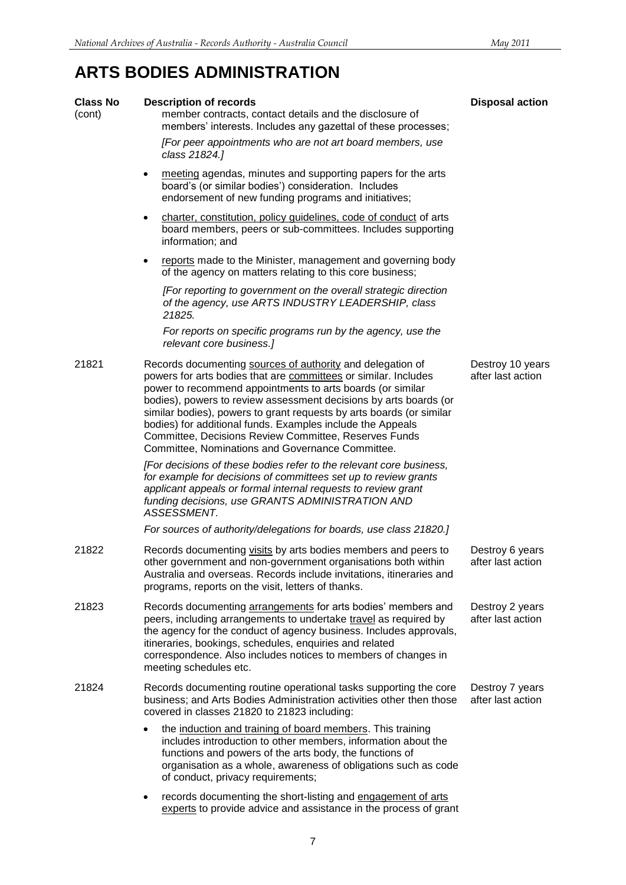# ARTS BODIES ADMINISTRATION

| Class No | Description of records | Disposal action |
|---|---|---|
| (cont) | member contracts, contact details and the disclosure of members' interests. Includes any gazettal of these processes;<br><br>*[For peer appointments who are not art board members, use class 21824.]*<br><br>• meeting agendas, minutes and supporting papers for the arts board's (or similar bodies') consideration. Includes endorsement of new funding programs and initiatives;<br><br>• charter, constitution, policy guidelines, code of conduct of arts board members, peers or sub-committees. Includes supporting information; and<br><br>• reports made to the Minister, management and governing body of the agency on matters relating to this core business;<br><br>*[For reporting to government on the overall strategic direction of the agency, use ARTS INDUSTRY LEADERSHIP, class 21825.*<br><br>*For reports on specific programs run by the agency, use the relevant core business.]* | |
| 21821 | Records documenting sources of authority and delegation of powers for arts bodies that are committees or similar. Includes power to recommend appointments to arts boards (or similar bodies), powers to review assessment decisions by arts boards (or similar bodies), powers to grant requests by arts boards (or similar bodies) for additional funds. Examples include the Appeals Committee, Decisions Review Committee, Reserves Funds Committee, Nominations and Governance Committee.<br><br>*[For decisions of these bodies refer to the relevant core business, for example for decisions of committees set up to review grants applicant appeals or formal internal requests to review grant funding decisions, use GRANTS ADMINISTRATION AND ASSESSMENT.*<br><br>*For sources of authority/delegations for boards, use class 21820.]* | Destroy 10 years after last action |
| 21822 | Records documenting visits by arts bodies members and peers to other government and non-government organisations both within Australia and overseas. Records include invitations, itineraries and programs, reports on the visit, letters of thanks. | Destroy 6 years after last action |
| 21823 | Records documenting arrangements for arts bodies' members and peers, including arrangements to undertake travel as required by the agency for the conduct of agency business. Includes approvals, itineraries, bookings, schedules, enquiries and related correspondence. Also includes notices to members of changes in meeting schedules etc. | Destroy 2 years after last action |
| 21824 | Records documenting routine operational tasks supporting the core business; and Arts Bodies Administration activities other then those covered in classes 21820 to 21823 including:<br><br>• the induction and training of board members. This training includes introduction to other members, information about the functions and powers of the arts body, the functions of organisation as a whole, awareness of obligations such as code of conduct, privacy requirements;<br><br>• records documenting the short-listing and engagement of arts experts to provide advice and assistance in the process of grant | Destroy 7 years after last action |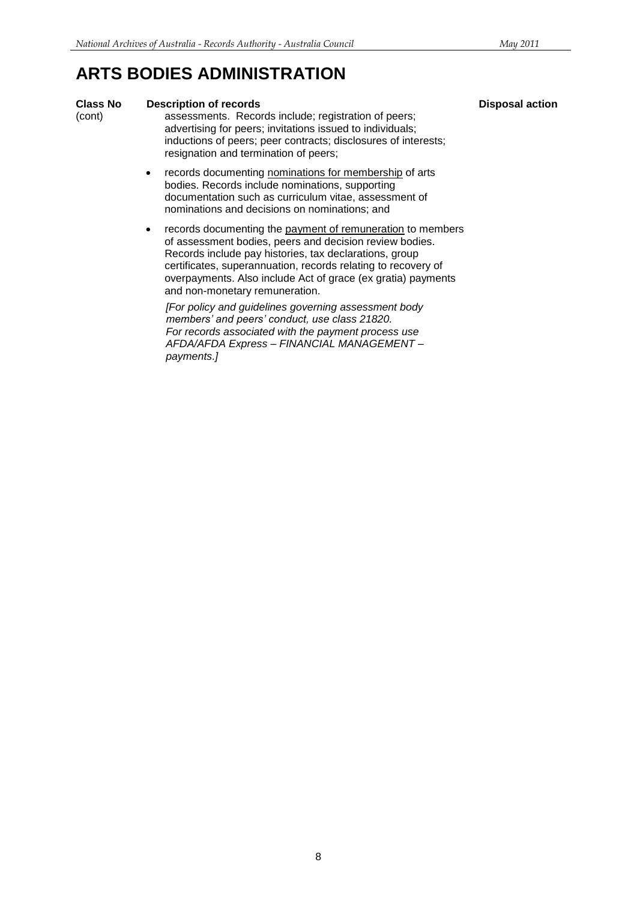# ARTS BODIES ADMINISTRATION

| Class No | Description of records | Disposal action |
|---|---|---|
| (cont) | assessments. Records include; registration of peers; advertising for peers; invitations issued to individuals; inductions of peers; peer contracts; disclosures of interests; resignation and termination of peers;<br><br>• records documenting nominations for membership of arts bodies. Records include nominations, supporting documentation such as curriculum vitae, assessment of nominations and decisions on nominations; and<br><br>• records documenting the payment of remuneration to members of assessment bodies, peers and decision review bodies. Records include pay histories, tax declarations, group certificates, superannuation, records relating to recovery of overpayments. Also include Act of grace (ex gratia) payments and non-monetary remuneration.<br><br>*[For policy and guidelines governing assessment body members' and peers' conduct, use class 21820. For records associated with the payment process use AFDA/AFDA Express – FINANCIAL MANAGEMENT – payments.]* | |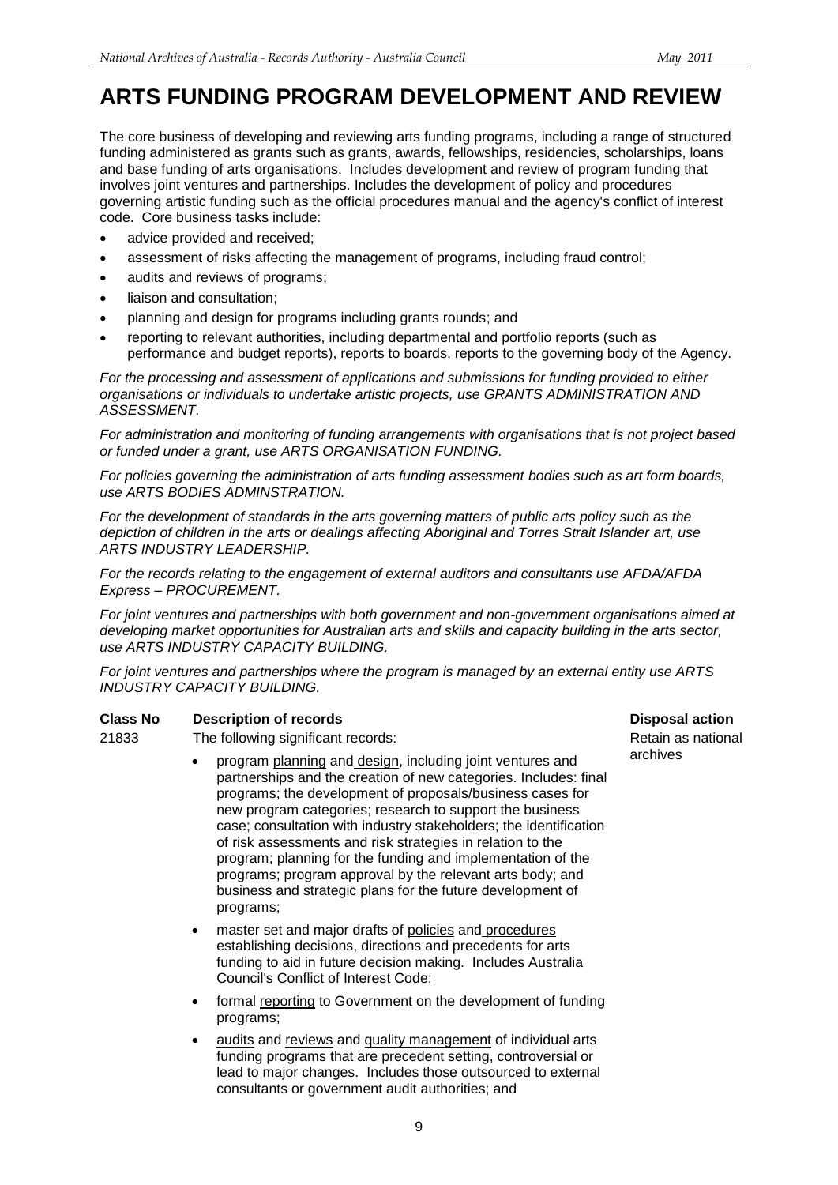# ARTS FUNDING PROGRAM DEVELOPMENT AND REVIEW

The core business of developing and reviewing arts funding programs, including a range of structured funding administered as grants such as grants, awards, fellowships, residencies, scholarships, loans and base funding of arts organisations. Includes development and review of program funding that involves joint ventures and partnerships. Includes the development of policy and procedures governing artistic funding such as the official procedures manual and the agency's conflict of interest code. Core business tasks include:

- advice provided and received;
- assessment of risks affecting the management of programs, including fraud control;
- audits and reviews of programs;
- liaison and consultation;
- planning and design for programs including grants rounds; and
- reporting to relevant authorities, including departmental and portfolio reports (such as performance and budget reports), reports to boards, reports to the governing body of the Agency.

*For the processing and assessment of applications and submissions for funding provided to either organisations or individuals to undertake artistic projects, use GRANTS ADMINISTRATION AND ASSESSMENT.*

*For administration and monitoring of funding arrangements with organisations that is not project based or funded under a grant, use ARTS ORGANISATION FUNDING.*

*For policies governing the administration of arts funding assessment bodies such as art form boards, use ARTS BODIES ADMINSTRATION.*

*For the development of standards in the arts governing matters of public arts policy such as the depiction of children in the arts or dealings affecting Aboriginal and Torres Strait Islander art, use ARTS INDUSTRY LEADERSHIP.*

*For the records relating to the engagement of external auditors and consultants use AFDA/AFDA Express – PROCUREMENT.*

*For joint ventures and partnerships with both government and non-government organisations aimed at developing market opportunities for Australian arts and skills and capacity building in the arts sector, use ARTS INDUSTRY CAPACITY BUILDING.*

*For joint ventures and partnerships where the program is managed by an external entity use ARTS INDUSTRY CAPACITY BUILDING.*

| Class No | Description of records | Disposal action |
|---|---|---|
| 21833 | The following significant records:<br><br>• program planning and design, including joint ventures and partnerships and the creation of new categories. Includes: final programs; the development of proposals/business cases for new program categories; research to support the business case; consultation with industry stakeholders; the identification of risk assessments and risk strategies in relation to the program; planning for the funding and implementation of the programs; program approval by the relevant arts body; and business and strategic plans for the future development of programs;<br><br>• master set and major drafts of policies and procedures establishing decisions, directions and precedents for arts funding to aid in future decision making. Includes Australia Council's Conflict of Interest Code;<br><br>• formal reporting to Government on the development of funding programs;<br><br>• audits and reviews and quality management of individual arts funding programs that are precedent setting, controversial or lead to major changes. Includes those outsourced to external consultants or government audit authorities; and | Retain as national archives |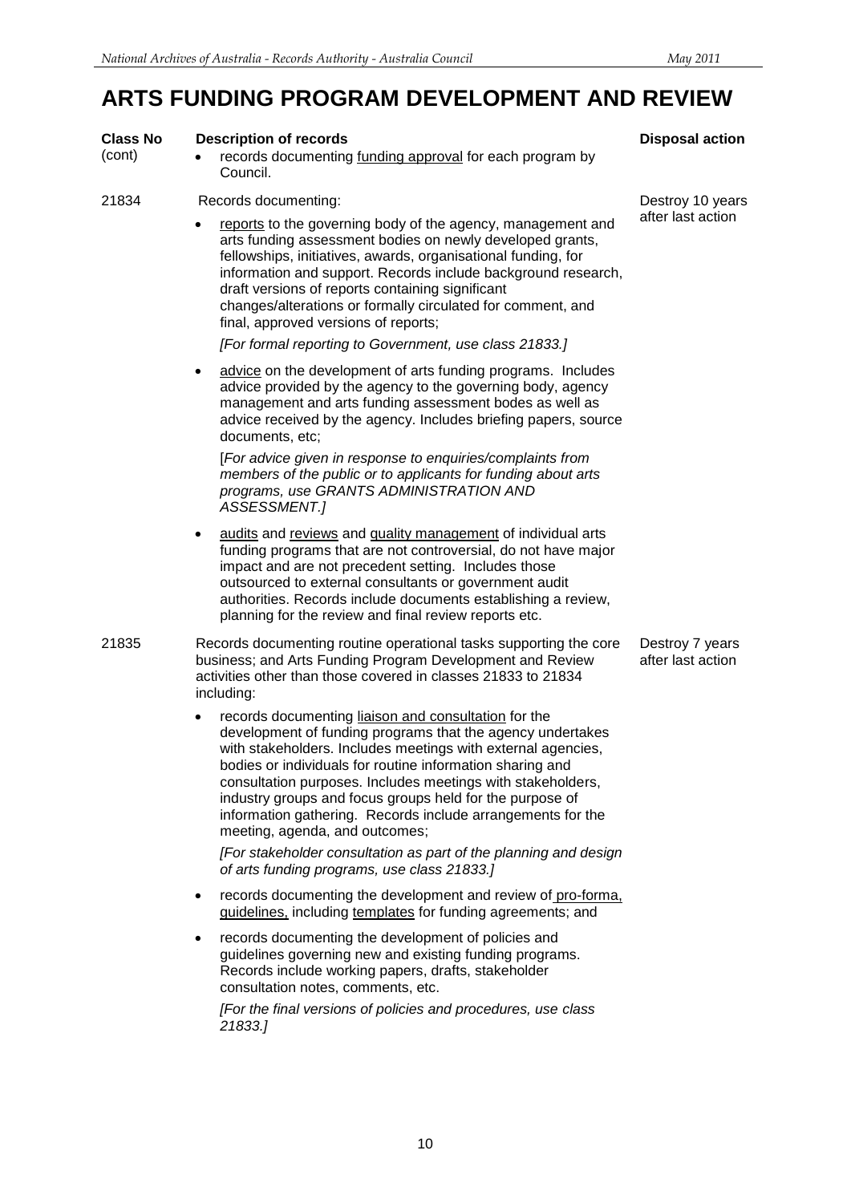# ARTS FUNDING PROGRAM DEVELOPMENT AND REVIEW

| Class No | Description of records | Disposal action |
|---|---|---|
| (cont) | • records documenting funding approval for each program by Council. | |
| 21834 | Records documenting:<br><br>• reports to the governing body of the agency, management and arts funding assessment bodies on newly developed grants, fellowships, initiatives, awards, organisational funding, for information and support. Records include background research, draft versions of reports containing significant changes/alterations or formally circulated for comment, and final, approved versions of reports;<br><br>*[For formal reporting to Government, use class 21833.]*<br><br>• advice on the development of arts funding programs. Includes advice provided by the agency to the governing body, agency management and arts funding assessment bodes as well as advice received by the agency. Includes briefing papers, source documents, etc;<br><br>[*For advice given in response to enquiries/complaints from members of the public or to applicants for funding about arts programs, use GRANTS ADMINISTRATION AND ASSESSMENT.]*<br><br>• audits and reviews and quality management of individual arts funding programs that are not controversial, do not have major impact and are not precedent setting. Includes those outsourced to external consultants or government audit authorities. Records include documents establishing a review, planning for the review and final review reports etc. | Destroy 10 years after last action |
| 21835 | Records documenting routine operational tasks supporting the core business; and Arts Funding Program Development and Review activities other than those covered in classes 21833 to 21834 including:<br><br>• records documenting liaison and consultation for the development of funding programs that the agency undertakes with stakeholders. Includes meetings with external agencies, bodies or individuals for routine information sharing and consultation purposes. Includes meetings with stakeholders, industry groups and focus groups held for the purpose of information gathering. Records include arrangements for the meeting, agenda, and outcomes;<br><br>*[For stakeholder consultation as part of the planning and design of arts funding programs, use class 21833.]*<br><br>• records documenting the development and review of pro-forma, guidelines, including templates for funding agreements; and<br><br>• records documenting the development of policies and guidelines governing new and existing funding programs. Records include working papers, drafts, stakeholder consultation notes, comments, etc.<br><br>*[For the final versions of policies and procedures, use class 21833.]* | Destroy 7 years after last action |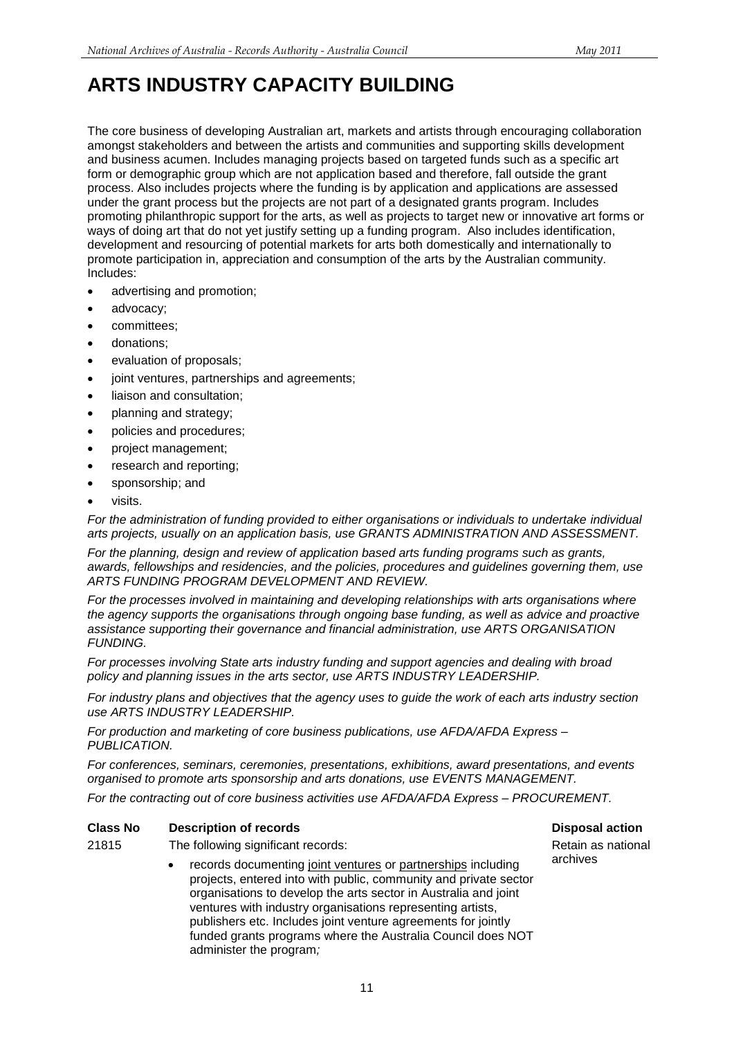# ARTS INDUSTRY CAPACITY BUILDING

The core business of developing Australian art, markets and artists through encouraging collaboration amongst stakeholders and between the artists and communities and supporting skills development and business acumen. Includes managing projects based on targeted funds such as a specific art form or demographic group which are not application based and therefore, fall outside the grant process. Also includes projects where the funding is by application and applications are assessed under the grant process but the projects are not part of a designated grants program. Includes promoting philanthropic support for the arts, as well as projects to target new or innovative art forms or ways of doing art that do not yet justify setting up a funding program. Also includes identification, development and resourcing of potential markets for arts both domestically and internationally to promote participation in, appreciation and consumption of the arts by the Australian community. Includes:

- advertising and promotion;
- advocacy;
- committees;
- donations;
- evaluation of proposals;
- joint ventures, partnerships and agreements;
- liaison and consultation;
- planning and strategy;
- policies and procedures;
- project management;
- research and reporting;
- sponsorship; and
- visits.

*For the administration of funding provided to either organisations or individuals to undertake individual arts projects, usually on an application basis, use GRANTS ADMINISTRATION AND ASSESSMENT.*

*For the planning, design and review of application based arts funding programs such as grants, awards, fellowships and residencies, and the policies, procedures and guidelines governing them, use ARTS FUNDING PROGRAM DEVELOPMENT AND REVIEW.*

*For the processes involved in maintaining and developing relationships with arts organisations where the agency supports the organisations through ongoing base funding, as well as advice and proactive assistance supporting their governance and financial administration, use ARTS ORGANISATION FUNDING.*

*For processes involving State arts industry funding and support agencies and dealing with broad policy and planning issues in the arts sector, use ARTS INDUSTRY LEADERSHIP.*

*For industry plans and objectives that the agency uses to guide the work of each arts industry section use ARTS INDUSTRY LEADERSHIP.*

*For production and marketing of core business publications, use AFDA/AFDA Express – PUBLICATION.*

*For conferences, seminars, ceremonies, presentations, exhibitions, award presentations, and events organised to promote arts sponsorship and arts donations, use EVENTS MANAGEMENT.*

*For the contracting out of core business activities use AFDA/AFDA Express – PROCUREMENT.*

| Class No | Description of records | Disposal action |
|---|---|---|
| 21815 | The following significant records:<br>• records documenting joint ventures or partnerships including projects, entered into with public, community and private sector organisations to develop the arts sector in Australia and joint ventures with industry organisations representing artists, publishers etc. Includes joint venture agreements for jointly funded grants programs where the Australia Council does NOT administer the program*;* | Retain as national archives |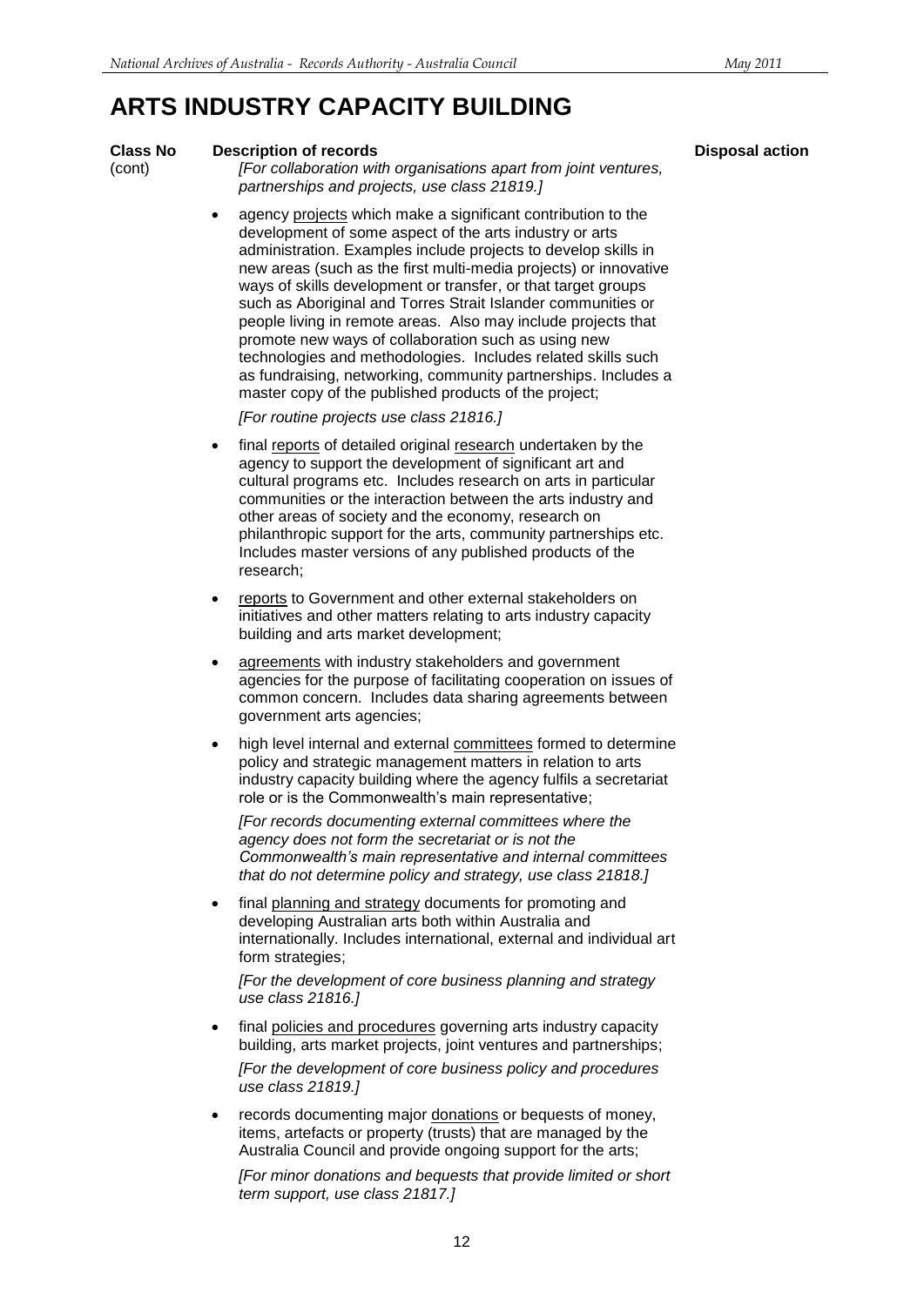# ARTS INDUSTRY CAPACITY BUILDING

| Class No | Description of records | Disposal action |
|---|---|---|
| (cont) | *[For collaboration with organisations apart from joint ventures, partnerships and projects, use class 21819.]* | |

- agency projects which make a significant contribution to the development of some aspect of the arts industry or arts administration. Examples include projects to develop skills in new areas (such as the first multi-media projects) or innovative ways of skills development or transfer, or that target groups such as Aboriginal and Torres Strait Islander communities or people living in remote areas. Also may include projects that promote new ways of collaboration such as using new technologies and methodologies. Includes related skills such as fundraising, networking, community partnerships. Includes a master copy of the published products of the project;

  *[For routine projects use class 21816.]*

- final reports of detailed original research undertaken by the agency to support the development of significant art and cultural programs etc. Includes research on arts in particular communities or the interaction between the arts industry and other areas of society and the economy, research on philanthropic support for the arts, community partnerships etc. Includes master versions of any published products of the research;

- reports to Government and other external stakeholders on initiatives and other matters relating to arts industry capacity building and arts market development;

- agreements with industry stakeholders and government agencies for the purpose of facilitating cooperation on issues of common concern. Includes data sharing agreements between government arts agencies;

- high level internal and external committees formed to determine policy and strategic management matters in relation to arts industry capacity building where the agency fulfils a secretariat role or is the Commonwealth's main representative;

  *[For records documenting external committees where the agency does not form the secretariat or is not the Commonwealth's main representative and internal committees that do not determine policy and strategy, use class 21818.]*

- final planning and strategy documents for promoting and developing Australian arts both within Australia and internationally. Includes international, external and individual art form strategies;

  *[For the development of core business planning and strategy use class 21816.]*

- final policies and procedures governing arts industry capacity building, arts market projects, joint ventures and partnerships;

  *[For the development of core business policy and procedures use class 21819.]*

- records documenting major donations or bequests of money, items, artefacts or property (trusts) that are managed by the Australia Council and provide ongoing support for the arts;

  *[For minor donations and bequests that provide limited or short term support, use class 21817.]*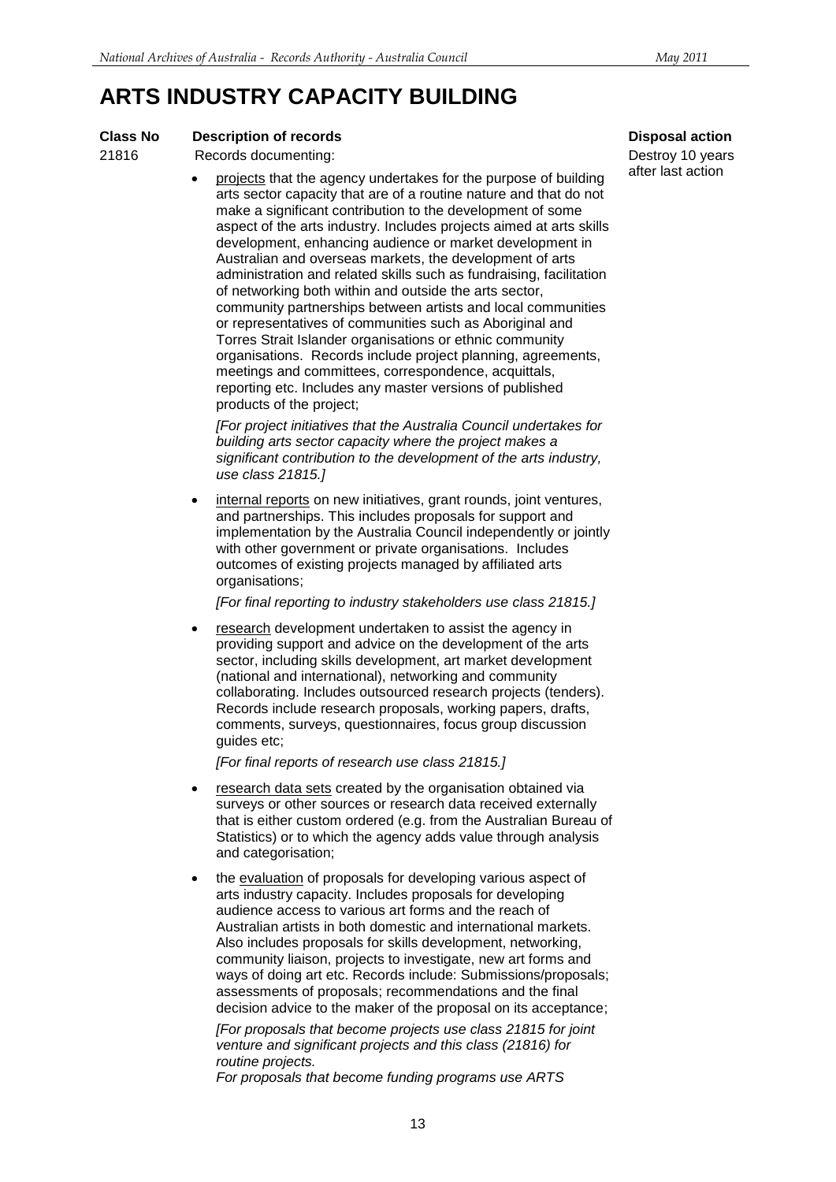# ARTS INDUSTRY CAPACITY BUILDING

| Class No | Description of records | Disposal action |
|---|---|---|
| 21816 | Records documenting:<br><br>• <u>projects</u> that the agency undertakes for the purpose of building arts sector capacity that are of a routine nature and that do not make a significant contribution to the development of some aspect of the arts industry. Includes projects aimed at arts skills development, enhancing audience or market development in Australian and overseas markets, the development of arts administration and related skills such as fundraising, facilitation of networking both within and outside the arts sector, community partnerships between artists and local communities or representatives of communities such as Aboriginal and Torres Strait Islander organisations or ethnic community organisations. Records include project planning, agreements, meetings and committees, correspondence, acquittals, reporting etc. Includes any master versions of published products of the project;<br><br>*[For project initiatives that the Australia Council undertakes for building arts sector capacity where the project makes a significant contribution to the development of the arts industry, use class 21815.]*<br><br>• <u>internal reports</u> on new initiatives, grant rounds, joint ventures, and partnerships. This includes proposals for support and implementation by the Australia Council independently or jointly with other government or private organisations. Includes outcomes of existing projects managed by affiliated arts organisations;<br><br>*[For final reporting to industry stakeholders use class 21815.]*<br><br>• <u>research</u> development undertaken to assist the agency in providing support and advice on the development of the arts sector, including skills development, art market development (national and international), networking and community collaborating. Includes outsourced research projects (tenders). Records include research proposals, working papers, drafts, comments, surveys, questionnaires, focus group discussion guides etc;<br><br>*[For final reports of research use class 21815.]*<br><br>• <u>research data sets</u> created by the organisation obtained via surveys or other sources or research data received externally that is either custom ordered (e.g. from the Australian Bureau of Statistics) or to which the agency adds value through analysis and categorisation;<br><br>• the <u>evaluation</u> of proposals for developing various aspect of arts industry capacity. Includes proposals for developing audience access to various art forms and the reach of Australian artists in both domestic and international markets. Also includes proposals for skills development, networking, community liaison, projects to investigate, new art forms and ways of doing art etc. Records include: Submissions/proposals; assessments of proposals; recommendations and the final decision advice to the maker of the proposal on its acceptance;<br><br>*[For proposals that become projects use class 21815 for joint venture and significant projects and this class (21816) for routine projects.*<br>*For proposals that become funding programs use ARTS* | Destroy 10 years after last action |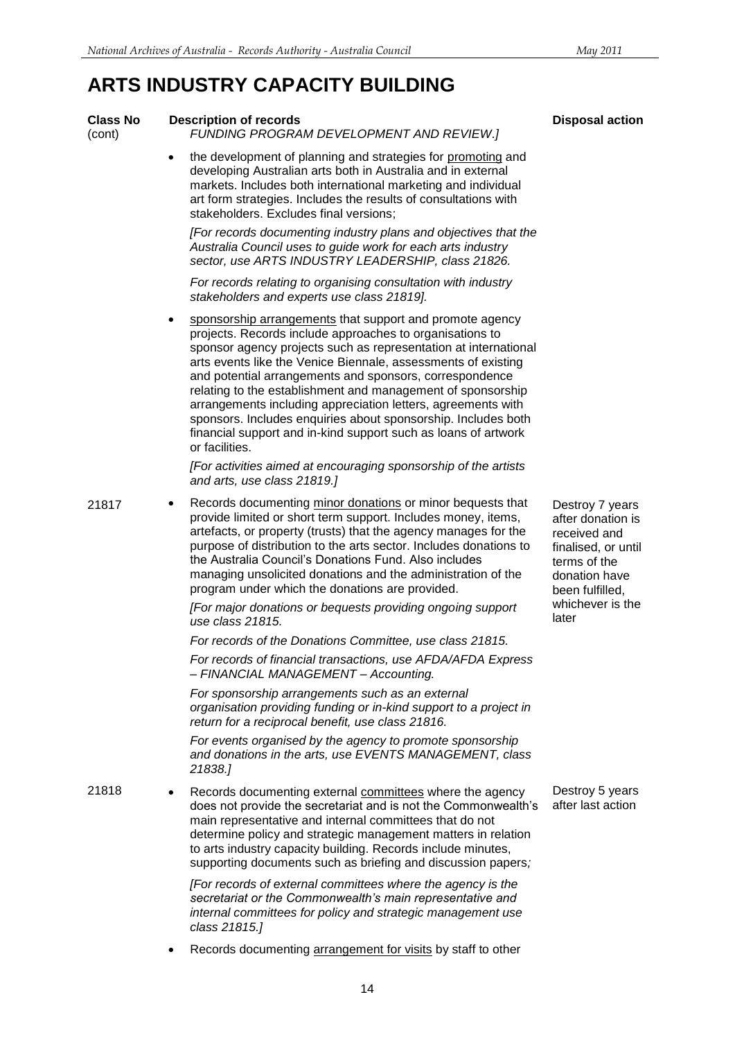# ARTS INDUSTRY CAPACITY BUILDING

| Class No | Description of records | Disposal action |
|---|---|---|
| (cont) | *FUNDING PROGRAM DEVELOPMENT AND REVIEW.]*<br><br>• the development of planning and strategies for promoting and developing Australian arts both in Australia and in external markets. Includes both international marketing and individual art form strategies. Includes the results of consultations with stakeholders. Excludes final versions;<br><br>*[For records documenting industry plans and objectives that the Australia Council uses to guide work for each arts industry sector, use ARTS INDUSTRY LEADERSHIP, class 21826.*<br><br>*For records relating to organising consultation with industry stakeholders and experts use class 21819].*<br><br>• sponsorship arrangements that support and promote agency projects. Records include approaches to organisations to sponsor agency projects such as representation at international arts events like the Venice Biennale, assessments of existing and potential arrangements and sponsors, correspondence relating to the establishment and management of sponsorship arrangements including appreciation letters, agreements with sponsors. Includes enquiries about sponsorship. Includes both financial support and in-kind support such as loans of artwork or facilities.<br><br>*[For activities aimed at encouraging sponsorship of the artists and arts, use class 21819.]* | |
| 21817 | • Records documenting minor donations or minor bequests that provide limited or short term support. Includes money, items, artefacts, or property (trusts) that the agency manages for the purpose of distribution to the arts sector. Includes donations to the Australia Council's Donations Fund. Also includes managing unsolicited donations and the administration of the program under which the donations are provided.<br><br>*[For major donations or bequests providing ongoing support use class 21815.*<br><br>*For records of the Donations Committee, use class 21815.*<br><br>*For records of financial transactions, use AFDA/AFDA Express – FINANCIAL MANAGEMENT – Accounting.*<br><br>*For sponsorship arrangements such as an external organisation providing funding or in-kind support to a project in return for a reciprocal benefit, use class 21816.*<br><br>*For events organised by the agency to promote sponsorship and donations in the arts, use EVENTS MANAGEMENT, class 21838.]* | Destroy 7 years after donation is received and finalised, or until terms of the donation have been fulfilled, whichever is the later |
| 21818 | • Records documenting external committees where the agency does not provide the secretariat and is not the Commonwealth's main representative and internal committees that do not determine policy and strategic management matters in relation to arts industry capacity building. Records include minutes, supporting documents such as briefing and discussion papers*;*<br><br>*[For records of external committees where the agency is the secretariat or the Commonwealth's main representative and internal committees for policy and strategic management use class 21815.]*<br><br>• Records documenting arrangement for visits by staff to other | Destroy 5 years after last action |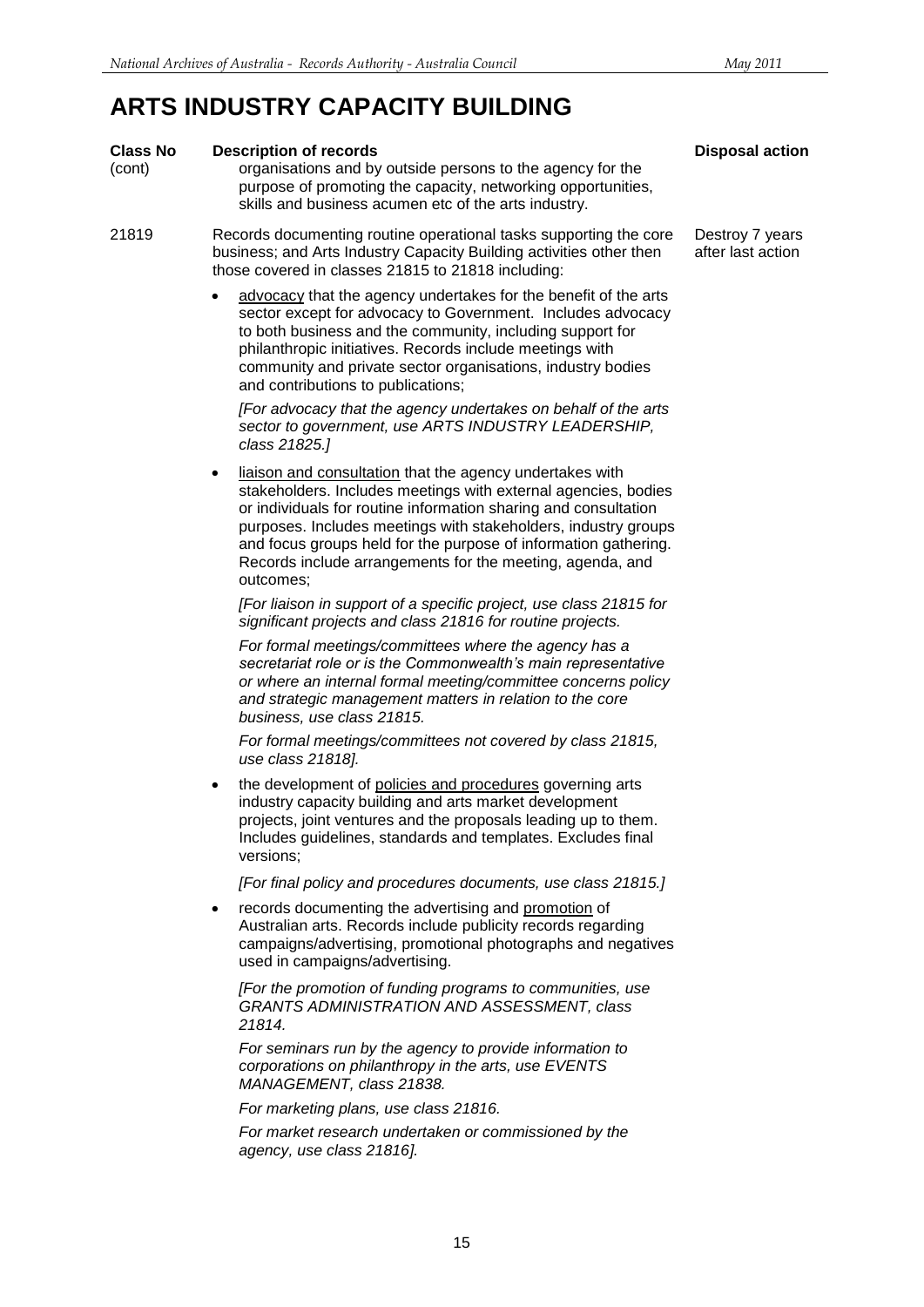# ARTS INDUSTRY CAPACITY BUILDING

| Class No | Description of records | Disposal action |
|---|---|---|
| (cont) | organisations and by outside persons to the agency for the purpose of promoting the capacity, networking opportunities, skills and business acumen etc of the arts industry. | |
| 21819 | Records documenting routine operational tasks supporting the core business; and Arts Industry Capacity Building activities other then those covered in classes 21815 to 21818 including:<br><br>• advocacy that the agency undertakes for the benefit of the arts sector except for advocacy to Government. Includes advocacy to both business and the community, including support for philanthropic initiatives. Records include meetings with community and private sector organisations, industry bodies and contributions to publications;<br><br>*[For advocacy that the agency undertakes on behalf of the arts sector to government, use ARTS INDUSTRY LEADERSHIP, class 21825.]*<br><br>• liaison and consultation that the agency undertakes with stakeholders. Includes meetings with external agencies, bodies or individuals for routine information sharing and consultation purposes. Includes meetings with stakeholders, industry groups and focus groups held for the purpose of information gathering. Records include arrangements for the meeting, agenda, and outcomes;<br><br>*[For liaison in support of a specific project, use class 21815 for significant projects and class 21816 for routine projects.*<br><br>*For formal meetings/committees where the agency has a secretariat role or is the Commonwealth's main representative or where an internal formal meeting/committee concerns policy and strategic management matters in relation to the core business, use class 21815.*<br><br>*For formal meetings/committees not covered by class 21815, use class 21818].*<br><br>• the development of policies and procedures governing arts industry capacity building and arts market development projects, joint ventures and the proposals leading up to them. Includes guidelines, standards and templates. Excludes final versions;<br><br>*[For final policy and procedures documents, use class 21815.]*<br><br>• records documenting the advertising and promotion of Australian arts. Records include publicity records regarding campaigns/advertising, promotional photographs and negatives used in campaigns/advertising.<br><br>*[For the promotion of funding programs to communities, use GRANTS ADMINISTRATION AND ASSESSMENT, class 21814.*<br><br>*For seminars run by the agency to provide information to corporations on philanthropy in the arts, use EVENTS MANAGEMENT, class 21838.*<br><br>*For marketing plans, use class 21816.*<br><br>*For market research undertaken or commissioned by the agency, use class 21816].* | Destroy 7 years after last action |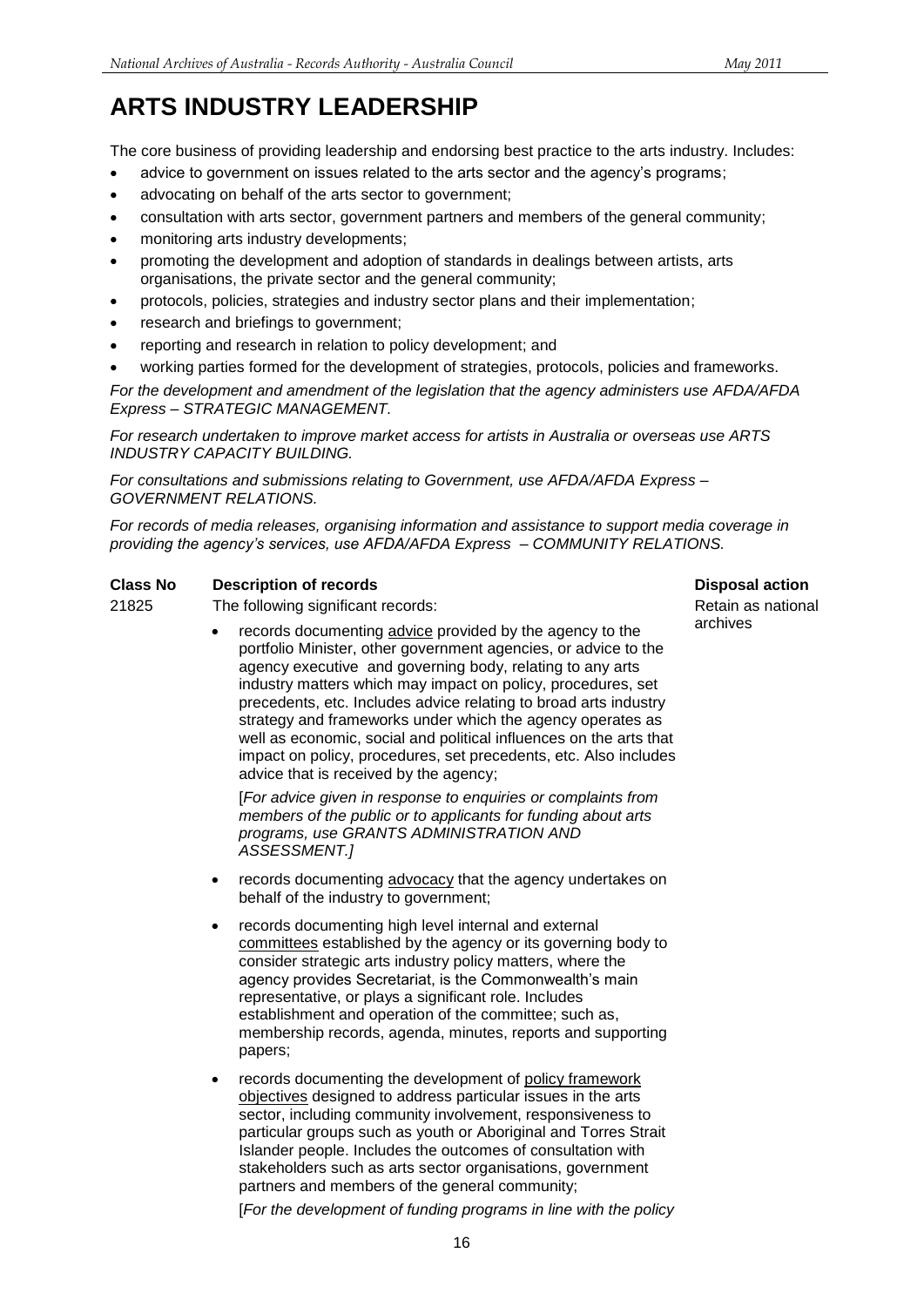# ARTS INDUSTRY LEADERSHIP

The core business of providing leadership and endorsing best practice to the arts industry. Includes:

- advice to government on issues related to the arts sector and the agency's programs;
- advocating on behalf of the arts sector to government;
- consultation with arts sector, government partners and members of the general community;
- monitoring arts industry developments;
- promoting the development and adoption of standards in dealings between artists, arts organisations, the private sector and the general community;
- protocols, policies, strategies and industry sector plans and their implementation;
- research and briefings to government;
- reporting and research in relation to policy development; and
- working parties formed for the development of strategies, protocols, policies and frameworks.

*For the development and amendment of the legislation that the agency administers use AFDA/AFDA Express – STRATEGIC MANAGEMENT.*

*For research undertaken to improve market access for artists in Australia or overseas use ARTS INDUSTRY CAPACITY BUILDING.*

*For consultations and submissions relating to Government, use AFDA/AFDA Express – GOVERNMENT RELATIONS.*

*For records of media releases, organising information and assistance to support media coverage in providing the agency's services, use AFDA/AFDA Express – COMMUNITY RELATIONS.*

| Class No | Description of records | Disposal action |
|---|---|---|
| 21825 | The following significant records:<br><br>• records documenting advice provided by the agency to the portfolio Minister, other government agencies, or advice to the agency executive and governing body, relating to any arts industry matters which may impact on policy, procedures, set precedents, etc. Includes advice relating to broad arts industry strategy and frameworks under which the agency operates as well as economic, social and political influences on the arts that impact on policy, procedures, set precedents, etc. Also includes advice that is received by the agency;<br><br>[*For advice given in response to enquiries or complaints from members of the public or to applicants for funding about arts programs, use GRANTS ADMINISTRATION AND ASSESSMENT.*]<br><br>• records documenting advocacy that the agency undertakes on behalf of the industry to government;<br><br>• records documenting high level internal and external committees established by the agency or its governing body to consider strategic arts industry policy matters, where the agency provides Secretariat, is the Commonwealth's main representative, or plays a significant role. Includes establishment and operation of the committee; such as, membership records, agenda, minutes, reports and supporting papers;<br><br>• records documenting the development of policy framework objectives designed to address particular issues in the arts sector, including community involvement, responsiveness to particular groups such as youth or Aboriginal and Torres Strait Islander people. Includes the outcomes of consultation with stakeholders such as arts sector organisations, government partners and members of the general community;<br><br>[*For the development of funding programs in line with the policy* | Retain as national archives |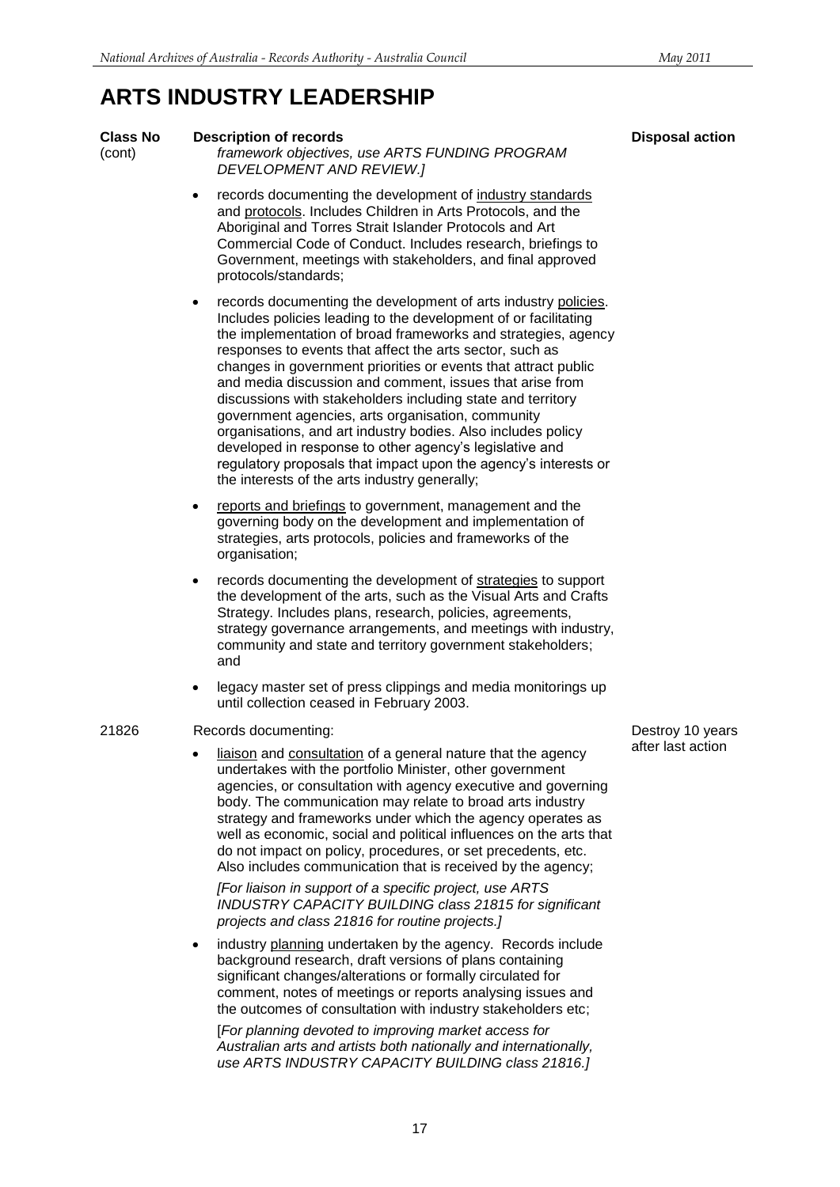# ARTS INDUSTRY LEADERSHIP

| Class No | Description of records | Disposal action |
|---|---|---|
| (cont) | *framework objectives, use ARTS FUNDING PROGRAM DEVELOPMENT AND REVIEW.]*<br><br>• records documenting the development of <u>industry standards</u> and <u>protocols</u>. Includes Children in Arts Protocols, and the Aboriginal and Torres Strait Islander Protocols and Art Commercial Code of Conduct. Includes research, briefings to Government, meetings with stakeholders, and final approved protocols/standards;<br><br>• records documenting the development of arts industry <u>policies</u>. Includes policies leading to the development of or facilitating the implementation of broad frameworks and strategies, agency responses to events that affect the arts sector, such as changes in government priorities or events that attract public and media discussion and comment, issues that arise from discussions with stakeholders including state and territory government agencies, arts organisation, community organisations, and art industry bodies. Also includes policy developed in response to other agency's legislative and regulatory proposals that impact upon the agency's interests or the interests of the arts industry generally;<br><br>• <u>reports and briefings</u> to government, management and the governing body on the development and implementation of strategies, arts protocols, policies and frameworks of the organisation;<br><br>• records documenting the development of <u>strategies</u> to support the development of the arts, such as the Visual Arts and Crafts Strategy. Includes plans, research, policies, agreements, strategy governance arrangements, and meetings with industry, community and state and territory government stakeholders; and<br><br>• legacy master set of press clippings and media monitorings up until collection ceased in February 2003. | |
| 21826 | Records documenting:<br><br>• <u>liaison</u> and <u>consultation</u> of a general nature that the agency undertakes with the portfolio Minister, other government agencies, or consultation with agency executive and governing body. The communication may relate to broad arts industry strategy and frameworks under which the agency operates as well as economic, social and political influences on the arts that do not impact on policy, procedures, or set precedents, etc. Also includes communication that is received by the agency;<br><br>*[For liaison in support of a specific project, use ARTS INDUSTRY CAPACITY BUILDING class 21815 for significant projects and class 21816 for routine projects.]*<br><br>• industry <u>planning</u> undertaken by the agency. Records include background research, draft versions of plans containing significant changes/alterations or formally circulated for comment, notes of meetings or reports analysing issues and the outcomes of consultation with industry stakeholders etc;<br><br>[*For planning devoted to improving market access for Australian arts and artists both nationally and internationally, use ARTS INDUSTRY CAPACITY BUILDING class 21816.]* | Destroy 10 years after last action |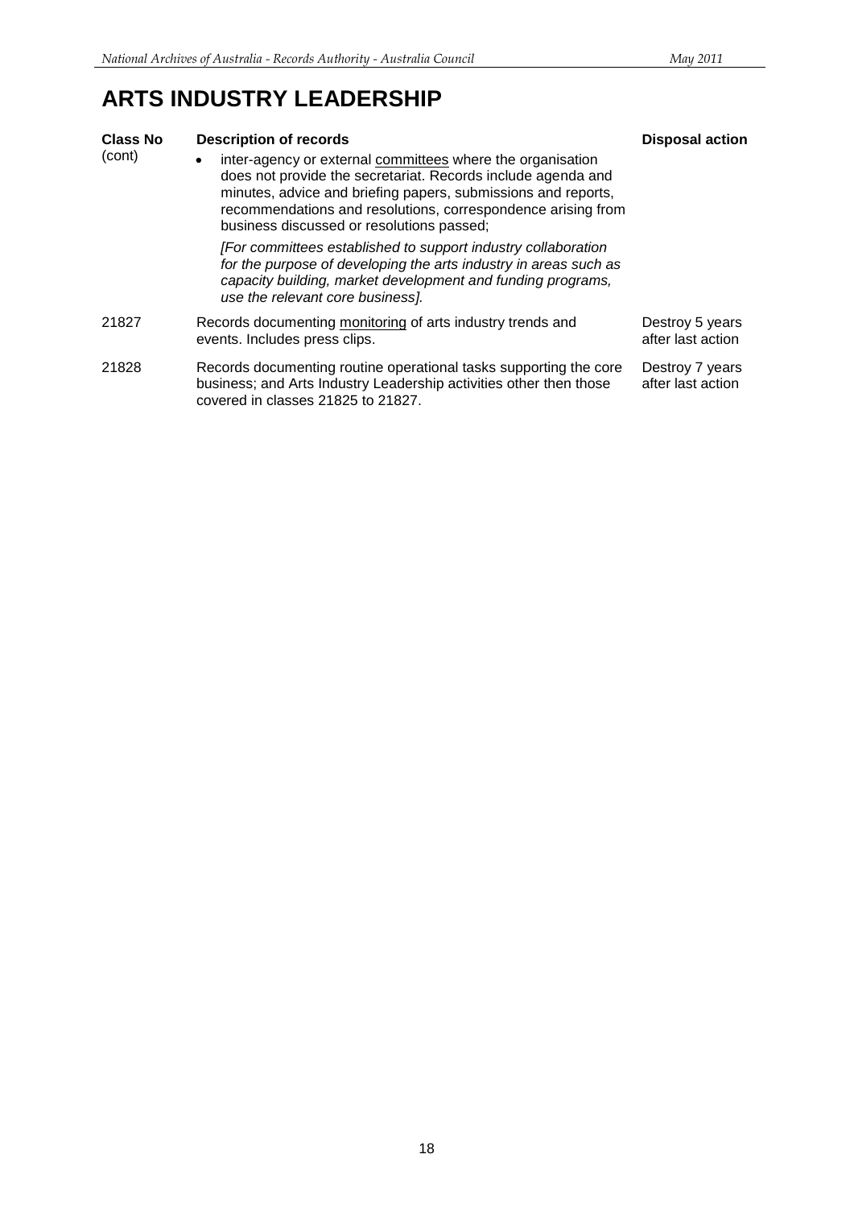# ARTS INDUSTRY LEADERSHIP

| Class No | Description of records | Disposal action |
| --- | --- | --- |
| (cont) | • inter-agency or external committees where the organisation does not provide the secretariat. Records include agenda and minutes, advice and briefing papers, submissions and reports, recommendations and resolutions, correspondence arising from business discussed or resolutions passed;<br><br>*[For committees established to support industry collaboration for the purpose of developing the arts industry in areas such as capacity building, market development and funding programs, use the relevant core business].* | |
| 21827 | Records documenting monitoring of arts industry trends and events. Includes press clips. | Destroy 5 years after last action |
| 21828 | Records documenting routine operational tasks supporting the core business; and Arts Industry Leadership activities other then those covered in classes 21825 to 21827. | Destroy 7 years after last action |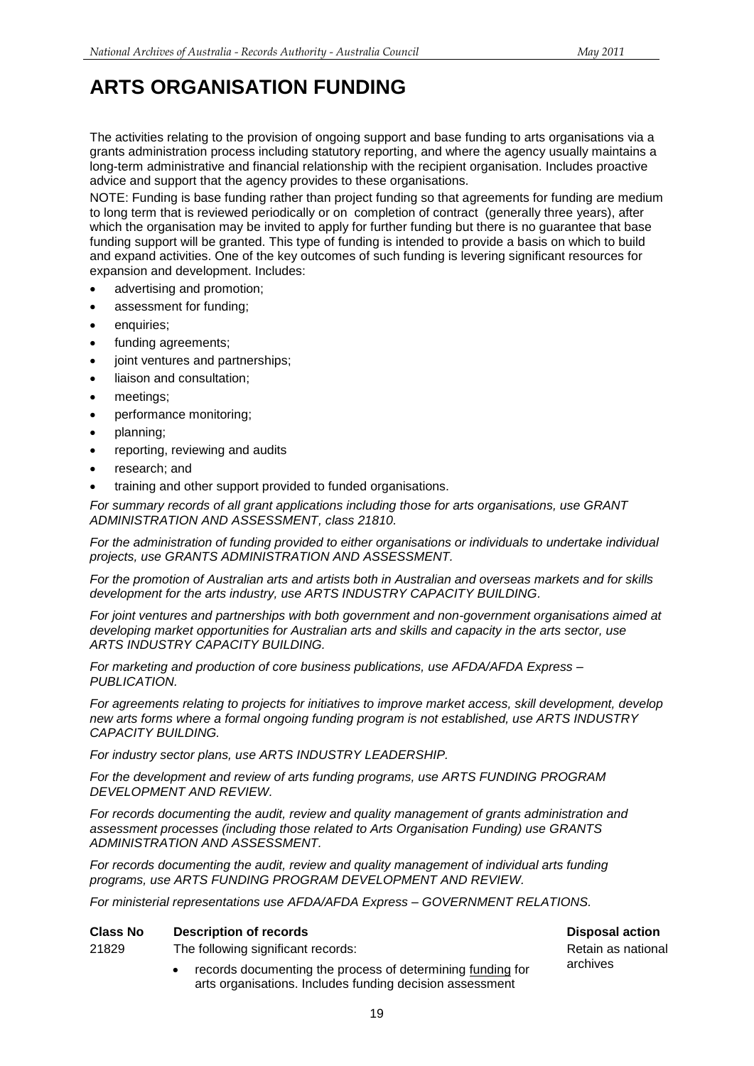# ARTS ORGANISATION FUNDING

The activities relating to the provision of ongoing support and base funding to arts organisations via a grants administration process including statutory reporting, and where the agency usually maintains a long-term administrative and financial relationship with the recipient organisation. Includes proactive advice and support that the agency provides to these organisations.

NOTE: Funding is base funding rather than project funding so that agreements for funding are medium to long term that is reviewed periodically or on completion of contract (generally three years), after which the organisation may be invited to apply for further funding but there is no guarantee that base funding support will be granted. This type of funding is intended to provide a basis on which to build and expand activities. One of the key outcomes of such funding is levering significant resources for expansion and development. Includes:

- advertising and promotion;
- assessment for funding;
- enquiries;
- funding agreements;
- joint ventures and partnerships;
- liaison and consultation;
- meetings;
- performance monitoring;
- planning;
- reporting, reviewing and audits
- research; and
- training and other support provided to funded organisations.

*For summary records of all grant applications including those for arts organisations, use GRANT ADMINISTRATION AND ASSESSMENT, class 21810.*

*For the administration of funding provided to either organisations or individuals to undertake individual projects, use GRANTS ADMINISTRATION AND ASSESSMENT.*

*For the promotion of Australian arts and artists both in Australian and overseas markets and for skills development for the arts industry, use ARTS INDUSTRY CAPACITY BUILDING.*

*For joint ventures and partnerships with both government and non-government organisations aimed at developing market opportunities for Australian arts and skills and capacity in the arts sector, use ARTS INDUSTRY CAPACITY BUILDING.*

*For marketing and production of core business publications, use AFDA/AFDA Express – PUBLICATION.*

*For agreements relating to projects for initiatives to improve market access, skill development, develop new arts forms where a formal ongoing funding program is not established, use ARTS INDUSTRY CAPACITY BUILDING.*

*For industry sector plans, use ARTS INDUSTRY LEADERSHIP.*

*For the development and review of arts funding programs, use ARTS FUNDING PROGRAM DEVELOPMENT AND REVIEW.*

*For records documenting the audit, review and quality management of grants administration and assessment processes (including those related to Arts Organisation Funding) use GRANTS ADMINISTRATION AND ASSESSMENT.*

*For records documenting the audit, review and quality management of individual arts funding programs, use ARTS FUNDING PROGRAM DEVELOPMENT AND REVIEW.*

*For ministerial representations use AFDA/AFDA Express – GOVERNMENT RELATIONS.*

| Class No | Description of records | Disposal action |
|---|---|---|
| 21829 | The following significant records:<br>• records documenting the process of determining funding for arts organisations. Includes funding decision assessment | Retain as national archives |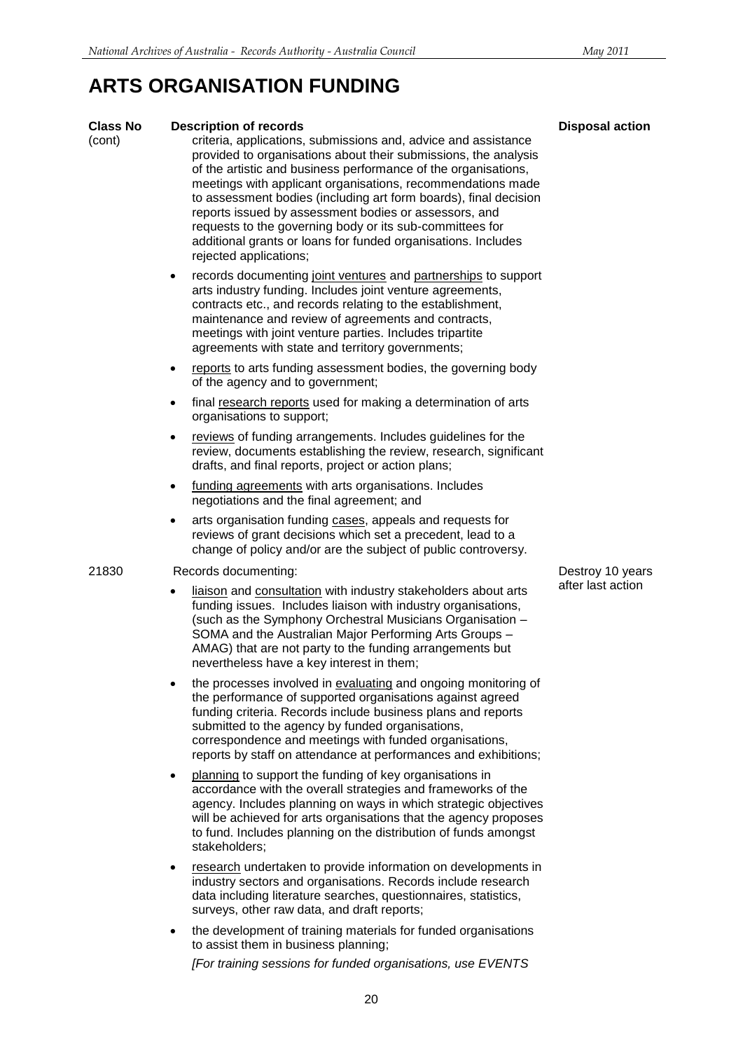# ARTS ORGANISATION FUNDING

| Class No | Description of records | Disposal action |
|---|---|---|
| (cont) | criteria, applications, submissions and, advice and assistance provided to organisations about their submissions, the analysis of the artistic and business performance of the organisations, meetings with applicant organisations, recommendations made to assessment bodies (including art form boards), final decision reports issued by assessment bodies or assessors, and requests to the governing body or its sub-committees for additional grants or loans for funded organisations. Includes rejected applications;<br>• records documenting joint ventures and partnerships to support arts industry funding. Includes joint venture agreements, contracts etc., and records relating to the establishment, maintenance and review of agreements and contracts, meetings with joint venture parties. Includes tripartite agreements with state and territory governments;<br>• reports to arts funding assessment bodies, the governing body of the agency and to government;<br>• final research reports used for making a determination of arts organisations to support;<br>• reviews of funding arrangements. Includes guidelines for the review, documents establishing the review, research, significant drafts, and final reports, project or action plans;<br>• funding agreements with arts organisations. Includes negotiations and the final agreement; and<br>• arts organisation funding cases, appeals and requests for reviews of grant decisions which set a precedent, lead to a change of policy and/or are the subject of public controversy. | |
| 21830 | Records documenting:<br>• liaison and consultation with industry stakeholders about arts funding issues. Includes liaison with industry organisations, (such as the Symphony Orchestral Musicians Organisation – SOMA and the Australian Major Performing Arts Groups – AMAG) that are not party to the funding arrangements but nevertheless have a key interest in them;<br>• the processes involved in evaluating and ongoing monitoring of the performance of supported organisations against agreed funding criteria. Records include business plans and reports submitted to the agency by funded organisations, correspondence and meetings with funded organisations, reports by staff on attendance at performances and exhibitions;<br>• planning to support the funding of key organisations in accordance with the overall strategies and frameworks of the agency. Includes planning on ways in which strategic objectives will be achieved for arts organisations that the agency proposes to fund. Includes planning on the distribution of funds amongst stakeholders;<br>• research undertaken to provide information on developments in industry sectors and organisations. Records include research data including literature searches, questionnaires, statistics, surveys, other raw data, and draft reports;<br>• the development of training materials for funded organisations to assist them in business planning;<br>*[For training sessions for funded organisations, use EVENTS* | Destroy 10 years after last action |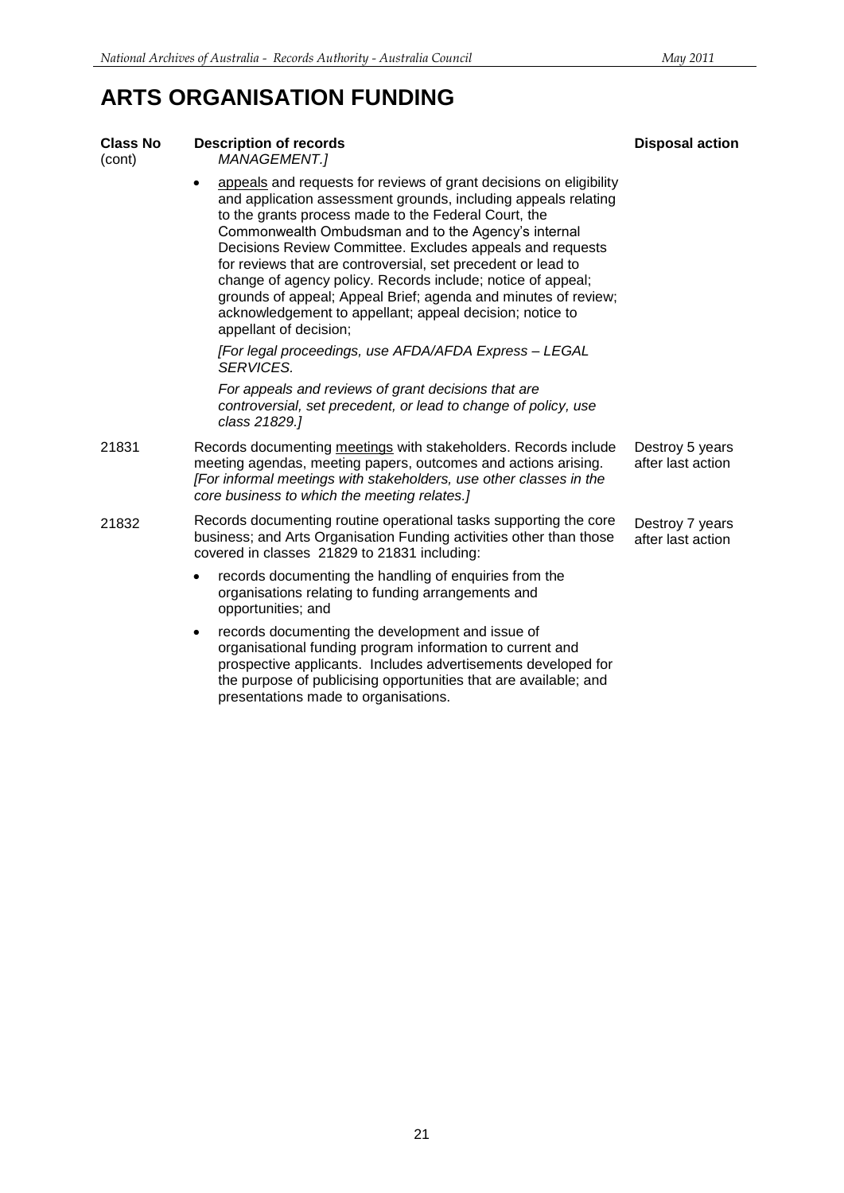# ARTS ORGANISATION FUNDING

| Class No | Description of records | Disposal action |
| --- | --- | --- |
| (cont) | *MANAGEMENT.]*<br><br>• appeals and requests for reviews of grant decisions on eligibility and application assessment grounds, including appeals relating to the grants process made to the Federal Court, the Commonwealth Ombudsman and to the Agency's internal Decisions Review Committee. Excludes appeals and requests for reviews that are controversial, set precedent or lead to change of agency policy. Records include; notice of appeal; grounds of appeal; Appeal Brief; agenda and minutes of review; acknowledgement to appellant; appeal decision; notice to appellant of decision;<br><br>*[For legal proceedings, use AFDA/AFDA Express – LEGAL SERVICES.*<br><br>*For appeals and reviews of grant decisions that are controversial, set precedent, or lead to change of policy, use class 21829.]* | |
| 21831 | Records documenting meetings with stakeholders. Records include meeting agendas, meeting papers, outcomes and actions arising. *[For informal meetings with stakeholders, use other classes in the core business to which the meeting relates.]* | Destroy 5 years after last action |
| 21832 | Records documenting routine operational tasks supporting the core business; and Arts Organisation Funding activities other than those covered in classes 21829 to 21831 including:<br><br>• records documenting the handling of enquiries from the organisations relating to funding arrangements and opportunities; and<br><br>• records documenting the development and issue of organisational funding program information to current and prospective applicants. Includes advertisements developed for the purpose of publicising opportunities that are available; and presentations made to organisations. | Destroy 7 years after last action |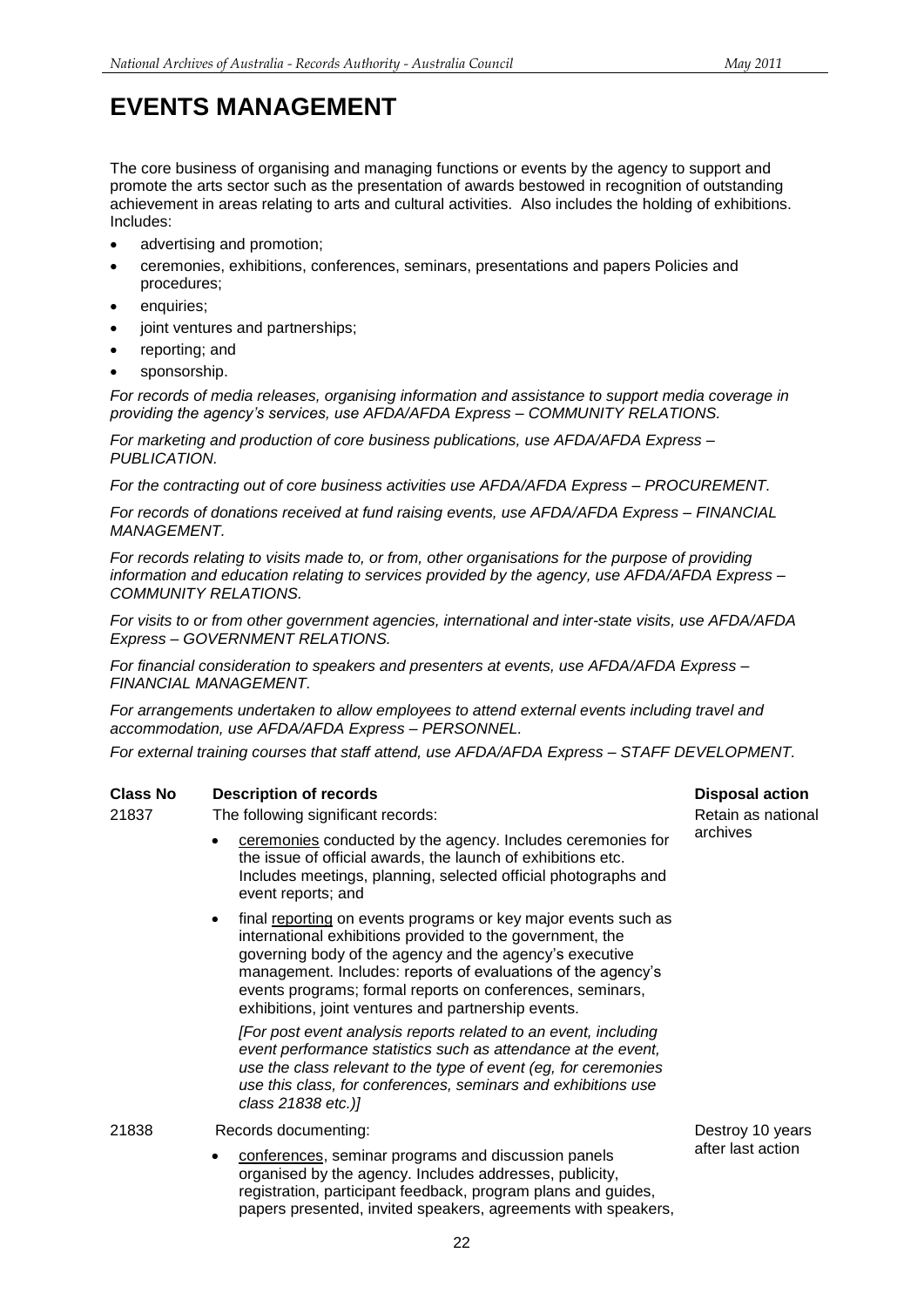# EVENTS MANAGEMENT

The core business of organising and managing functions or events by the agency to support and promote the arts sector such as the presentation of awards bestowed in recognition of outstanding achievement in areas relating to arts and cultural activities. Also includes the holding of exhibitions. Includes:

- advertising and promotion;
- ceremonies, exhibitions, conferences, seminars, presentations and papers Policies and procedures;
- enquiries;
- joint ventures and partnerships;
- reporting; and
- sponsorship.

*For records of media releases, organising information and assistance to support media coverage in providing the agency's services, use AFDA/AFDA Express – COMMUNITY RELATIONS.*

*For marketing and production of core business publications, use AFDA/AFDA Express – PUBLICATION.*

*For the contracting out of core business activities use AFDA/AFDA Express – PROCUREMENT.*

*For records of donations received at fund raising events, use AFDA/AFDA Express – FINANCIAL MANAGEMENT.*

*For records relating to visits made to, or from, other organisations for the purpose of providing information and education relating to services provided by the agency, use AFDA/AFDA Express – COMMUNITY RELATIONS.*

*For visits to or from other government agencies, international and inter-state visits, use AFDA/AFDA Express – GOVERNMENT RELATIONS.*

*For financial consideration to speakers and presenters at events, use AFDA/AFDA Express – FINANCIAL MANAGEMENT.*

*For arrangements undertaken to allow employees to attend external events including travel and accommodation, use AFDA/AFDA Express – PERSONNEL.*

*For external training courses that staff attend, use AFDA/AFDA Express – STAFF DEVELOPMENT.*

| Class No | Description of records | Disposal action |
|---|---|---|
| 21837 | The following significant records:<br>• ceremonies conducted by the agency. Includes ceremonies for the issue of official awards, the launch of exhibitions etc. Includes meetings, planning, selected official photographs and event reports; and<br>• final reporting on events programs or key major events such as international exhibitions provided to the government, the governing body of the agency and the agency's executive management. Includes: reports of evaluations of the agency's events programs; formal reports on conferences, seminars, exhibitions, joint ventures and partnership events.<br>*[For post event analysis reports related to an event, including event performance statistics such as attendance at the event, use the class relevant to the type of event (eg, for ceremonies use this class, for conferences, seminars and exhibitions use class 21838 etc.)]* | Retain as national archives |
| 21838 | Records documenting:<br>• conferences, seminar programs and discussion panels organised by the agency. Includes addresses, publicity, registration, participant feedback, program plans and guides, papers presented, invited speakers, agreements with speakers, | Destroy 10 years after last action |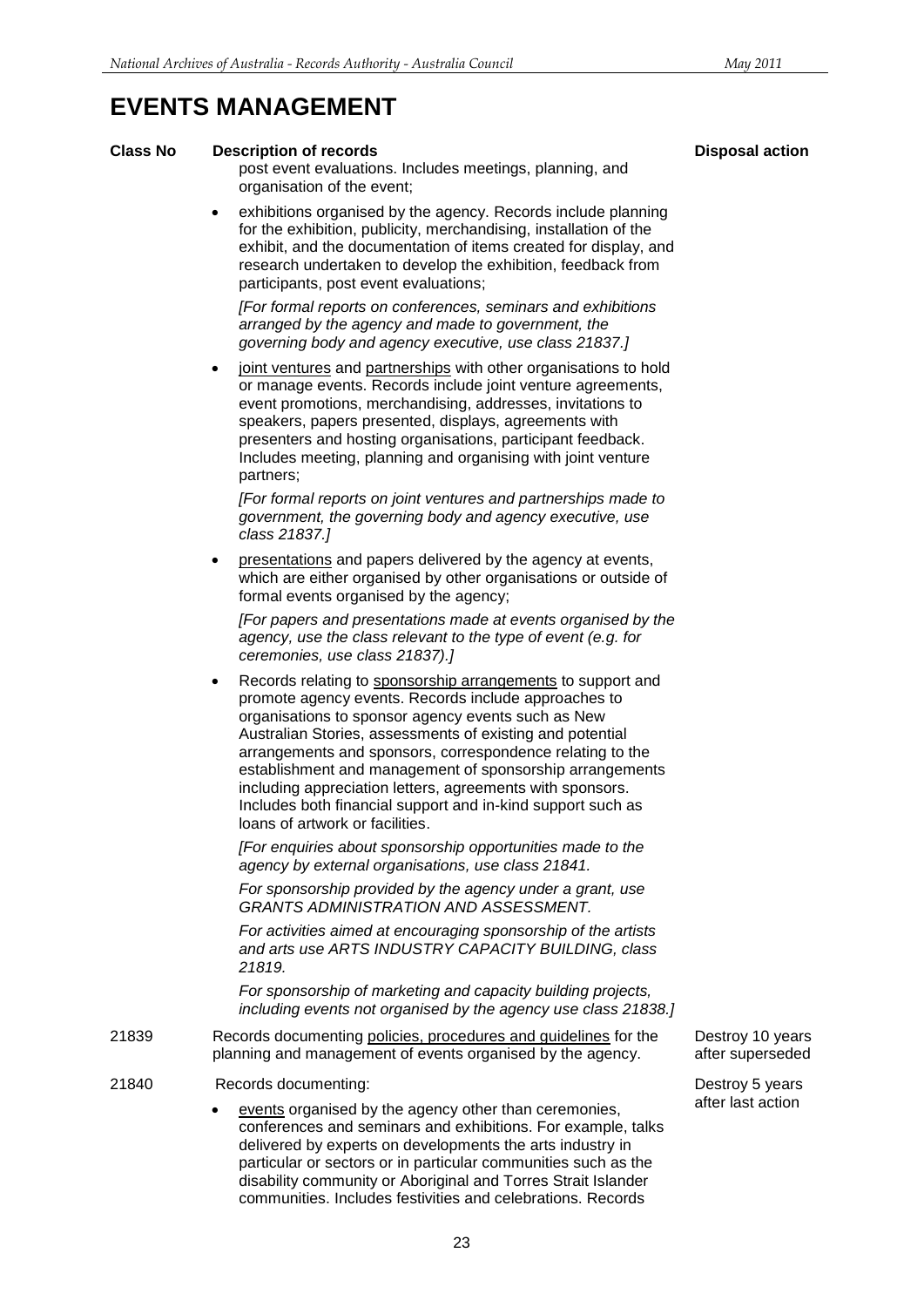# EVENTS MANAGEMENT

| Class No | Description of records | Disposal action |
|---|---|---|
| | post event evaluations. Includes meetings, planning, and organisation of the event;<br><br>• exhibitions organised by the agency. Records include planning for the exhibition, publicity, merchandising, installation of the exhibit, and the documentation of items created for display, and research undertaken to develop the exhibition, feedback from participants, post event evaluations;<br><br>*[For formal reports on conferences, seminars and exhibitions arranged by the agency and made to government, the governing body and agency executive, use class 21837.]*<br><br>• joint ventures and partnerships with other organisations to hold or manage events. Records include joint venture agreements, event promotions, merchandising, addresses, invitations to speakers, papers presented, displays, agreements with presenters and hosting organisations, participant feedback. Includes meeting, planning and organising with joint venture partners;<br><br>*[For formal reports on joint ventures and partnerships made to government, the governing body and agency executive, use class 21837.]*<br><br>• presentations and papers delivered by the agency at events, which are either organised by other organisations or outside of formal events organised by the agency;<br><br>*[For papers and presentations made at events organised by the agency, use the class relevant to the type of event (e.g. for ceremonies, use class 21837).]*<br><br>• Records relating to sponsorship arrangements to support and promote agency events. Records include approaches to organisations to sponsor agency events such as New Australian Stories, assessments of existing and potential arrangements and sponsors, correspondence relating to the establishment and management of sponsorship arrangements including appreciation letters, agreements with sponsors. Includes both financial support and in-kind support such as loans of artwork or facilities.<br><br>*[For enquiries about sponsorship opportunities made to the agency by external organisations, use class 21841.*<br><br>*For sponsorship provided by the agency under a grant, use GRANTS ADMINISTRATION AND ASSESSMENT.*<br><br>*For activities aimed at encouraging sponsorship of the artists and arts use ARTS INDUSTRY CAPACITY BUILDING, class 21819.*<br><br>*For sponsorship of marketing and capacity building projects, including events not organised by the agency use class 21838.]* | |
| 21839 | Records documenting policies, procedures and guidelines for the planning and management of events organised by the agency. | Destroy 10 years after superseded |
| 21840 | Records documenting:<br><br>• events organised by the agency other than ceremonies, conferences and seminars and exhibitions. For example, talks delivered by experts on developments the arts industry in particular or sectors or in particular communities such as the disability community or Aboriginal and Torres Strait Islander communities. Includes festivities and celebrations. Records | Destroy 5 years after last action |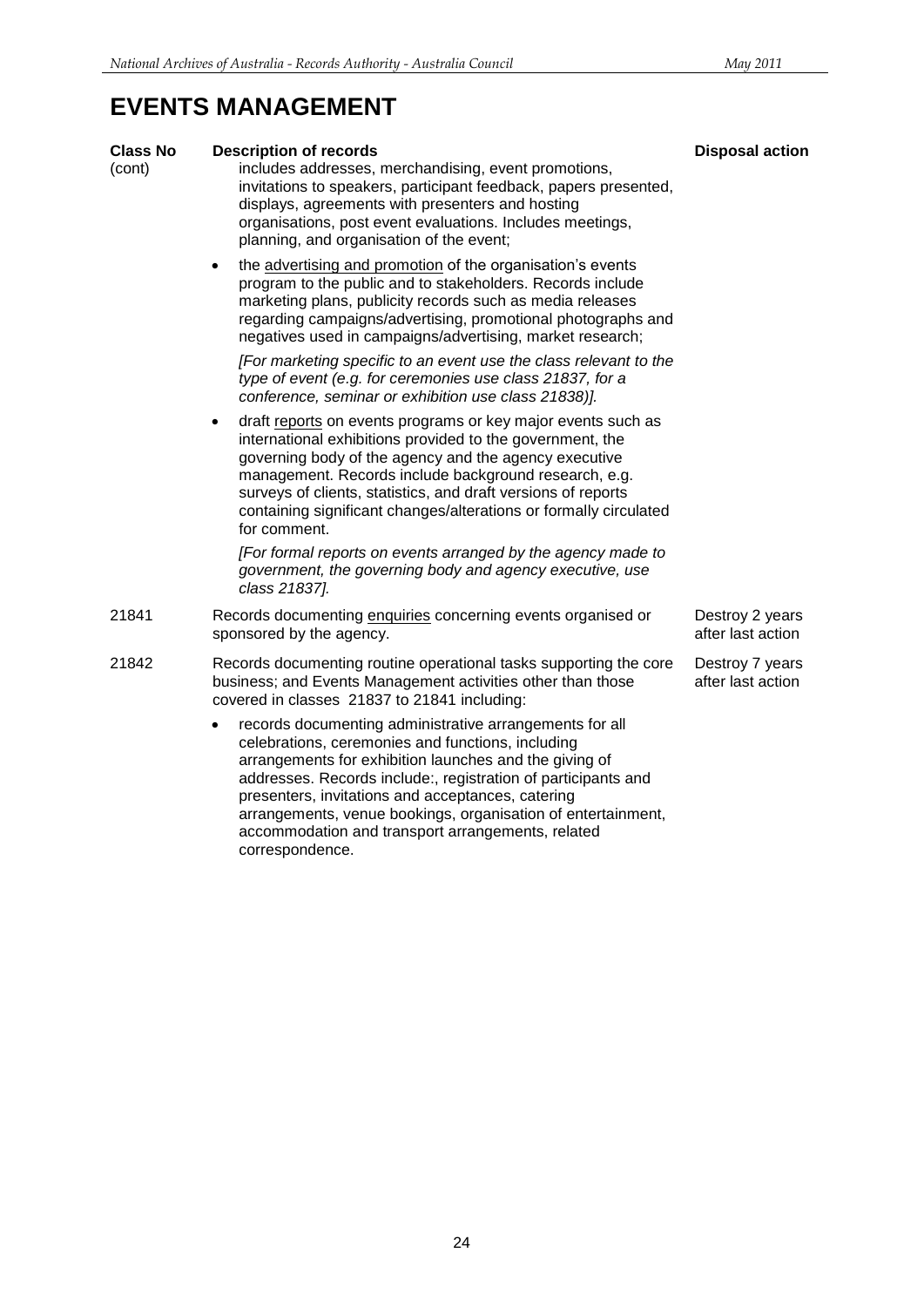# EVENTS MANAGEMENT

| Class No | Description of records | Disposal action |
|---|---|---|
| (cont) | includes addresses, merchandising, event promotions, invitations to speakers, participant feedback, papers presented, displays, agreements with presenters and hosting organisations, post event evaluations. Includes meetings, planning, and organisation of the event;<br><br>• the advertising and promotion of the organisation's events program to the public and to stakeholders. Records include marketing plans, publicity records such as media releases regarding campaigns/advertising, promotional photographs and negatives used in campaigns/advertising, market research;<br><br>*[For marketing specific to an event use the class relevant to the type of event (e.g. for ceremonies use class 21837, for a conference, seminar or exhibition use class 21838)].*<br><br>• draft reports on events programs or key major events such as international exhibitions provided to the government, the governing body of the agency and the agency executive management. Records include background research, e.g. surveys of clients, statistics, and draft versions of reports containing significant changes/alterations or formally circulated for comment.<br><br>*[For formal reports on events arranged by the agency made to government, the governing body and agency executive, use class 21837].* | |
| 21841 | Records documenting enquiries concerning events organised or sponsored by the agency. | Destroy 2 years after last action |
| 21842 | Records documenting routine operational tasks supporting the core business; and Events Management activities other than those covered in classes 21837 to 21841 including:<br><br>• records documenting administrative arrangements for all celebrations, ceremonies and functions, including arrangements for exhibition launches and the giving of addresses. Records include:, registration of participants and presenters, invitations and acceptances, catering arrangements, venue bookings, organisation of entertainment, accommodation and transport arrangements, related correspondence. | Destroy 7 years after last action |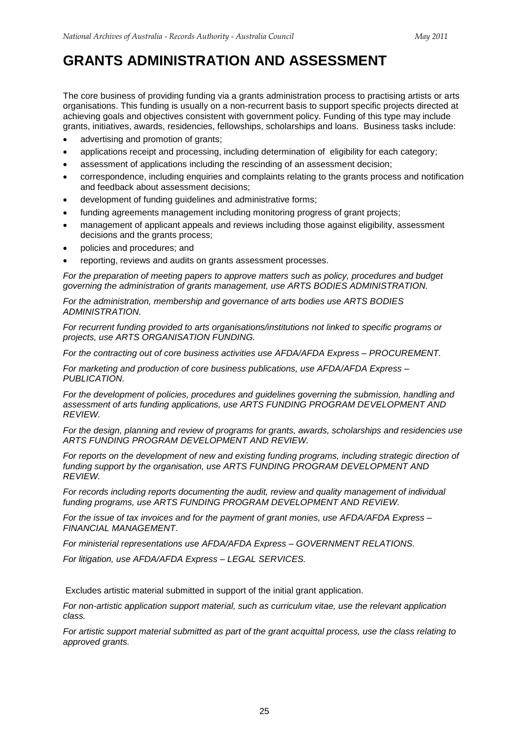# GRANTS ADMINISTRATION AND ASSESSMENT

The core business of providing funding via a grants administration process to practising artists or arts organisations. This funding is usually on a non-recurrent basis to support specific projects directed at achieving goals and objectives consistent with government policy. Funding of this type may include grants, initiatives, awards, residencies, fellowships, scholarships and loans. Business tasks include:

- advertising and promotion of grants;
- applications receipt and processing, including determination of eligibility for each category;
- assessment of applications including the rescinding of an assessment decision;
- correspondence, including enquiries and complaints relating to the grants process and notification and feedback about assessment decisions;
- development of funding guidelines and administrative forms;
- funding agreements management including monitoring progress of grant projects;
- management of applicant appeals and reviews including those against eligibility, assessment decisions and the grants process;
- policies and procedures; and
- reporting, reviews and audits on grants assessment processes.

*For the preparation of meeting papers to approve matters such as policy, procedures and budget governing the administration of grants management, use ARTS BODIES ADMINISTRATION.*

*For the administration, membership and governance of arts bodies use ARTS BODIES ADMINISTRATION.*

*For recurrent funding provided to arts organisations/institutions not linked to specific programs or projects, use ARTS ORGANISATION FUNDING.*

*For the contracting out of core business activities use AFDA/AFDA Express – PROCUREMENT.*

*For marketing and production of core business publications, use AFDA/AFDA Express – PUBLICATION.*

*For the development of policies, procedures and guidelines governing the submission, handling and assessment of arts funding applications, use ARTS FUNDING PROGRAM DEVELOPMENT AND REVIEW.*

*For the design, planning and review of programs for grants, awards, scholarships and residencies use ARTS FUNDING PROGRAM DEVELOPMENT AND REVIEW.*

*For reports on the development of new and existing funding programs, including strategic direction of funding support by the organisation, use ARTS FUNDING PROGRAM DEVELOPMENT AND REVIEW.*

*For records including reports documenting the audit, review and quality management of individual funding programs, use ARTS FUNDING PROGRAM DEVELOPMENT AND REVIEW.*

*For the issue of tax invoices and for the payment of grant monies, use AFDA/AFDA Express – FINANCIAL MANAGEMENT.*

*For ministerial representations use AFDA/AFDA Express – GOVERNMENT RELATIONS.*

*For litigation, use AFDA/AFDA Express – LEGAL SERVICES.*

Excludes artistic material submitted in support of the initial grant application.

*For non-artistic application support material, such as curriculum vitae, use the relevant application class.*

*For artistic support material submitted as part of the grant acquittal process, use the class relating to approved grants.*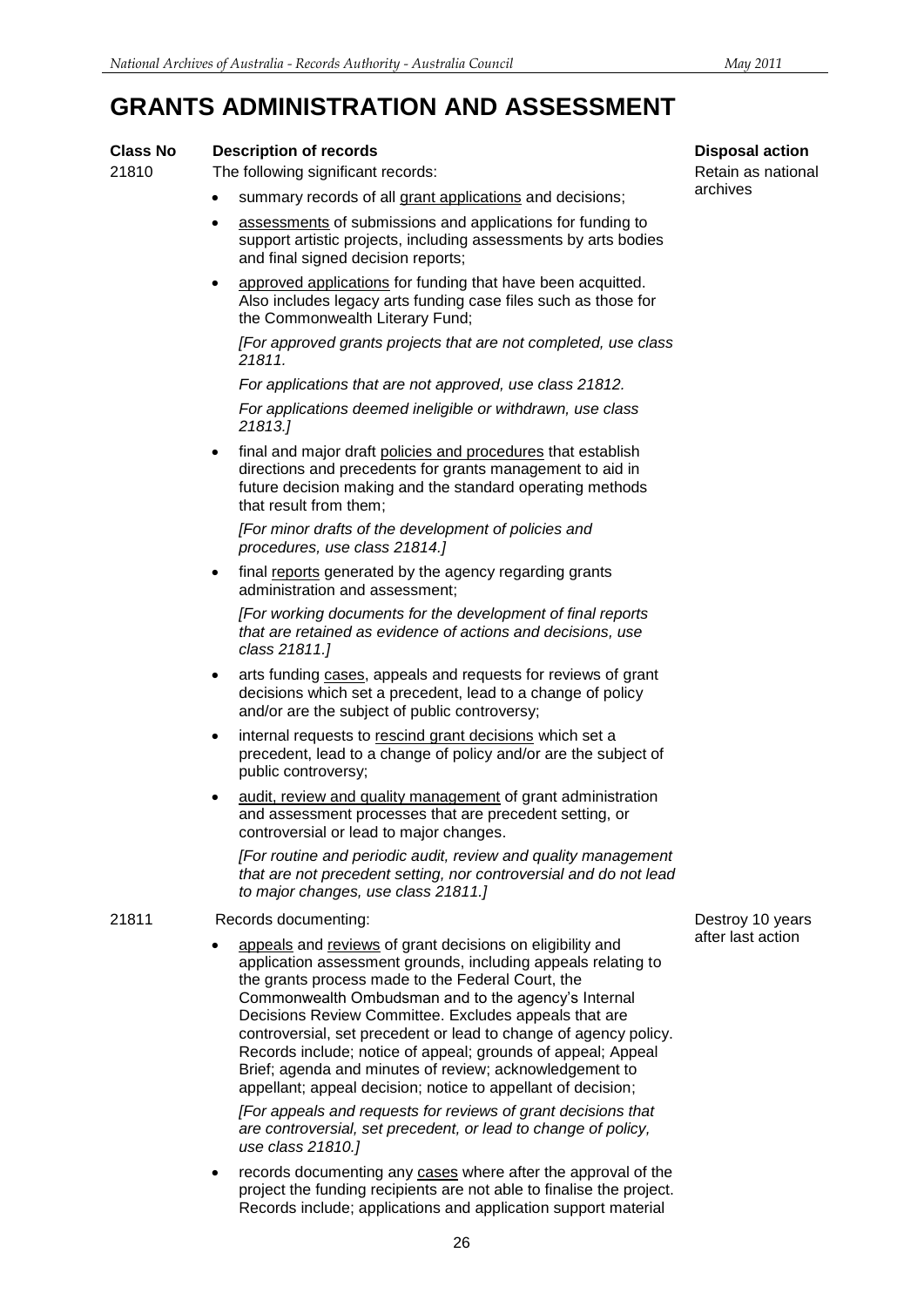# GRANTS ADMINISTRATION AND ASSESSMENT

| Class No | Description of records | Disposal action |
|---|---|---|
| 21810 | The following significant records:<br>• summary records of all grant applications and decisions;<br>• assessments of submissions and applications for funding to support artistic projects, including assessments by arts bodies and final signed decision reports;<br>• approved applications for funding that have been acquitted. Also includes legacy arts funding case files such as those for the Commonwealth Literary Fund;<br>*[For approved grants projects that are not completed, use class 21811.*<br>*For applications that are not approved, use class 21812.*<br>*For applications deemed ineligible or withdrawn, use class 21813.]*<br>• final and major draft policies and procedures that establish directions and precedents for grants management to aid in future decision making and the standard operating methods that result from them;<br>*[For minor drafts of the development of policies and procedures, use class 21814.]*<br>• final reports generated by the agency regarding grants administration and assessment;<br>*[For working documents for the development of final reports that are retained as evidence of actions and decisions, use class 21811.]*<br>• arts funding cases, appeals and requests for reviews of grant decisions which set a precedent, lead to a change of policy and/or are the subject of public controversy;<br>• internal requests to rescind grant decisions which set a precedent, lead to a change of policy and/or are the subject of public controversy;<br>• audit, review and quality management of grant administration and assessment processes that are precedent setting, or controversial or lead to major changes.<br>*[For routine and periodic audit, review and quality management that are not precedent setting, nor controversial and do not lead to major changes, use class 21811.]* | Retain as national archives |
| 21811 | Records documenting:<br>• appeals and reviews of grant decisions on eligibility and application assessment grounds, including appeals relating to the grants process made to the Federal Court, the Commonwealth Ombudsman and to the agency's Internal Decisions Review Committee. Excludes appeals that are controversial, set precedent or lead to change of agency policy. Records include; notice of appeal; grounds of appeal; Appeal Brief; agenda and minutes of review; acknowledgement to appellant; appeal decision; notice to appellant of decision;<br>*[For appeals and requests for reviews of grant decisions that are controversial, set precedent, or lead to change of policy, use class 21810.]*<br>• records documenting any cases where after the approval of the project the funding recipients are not able to finalise the project. Records include; applications and application support material | Destroy 10 years after last action |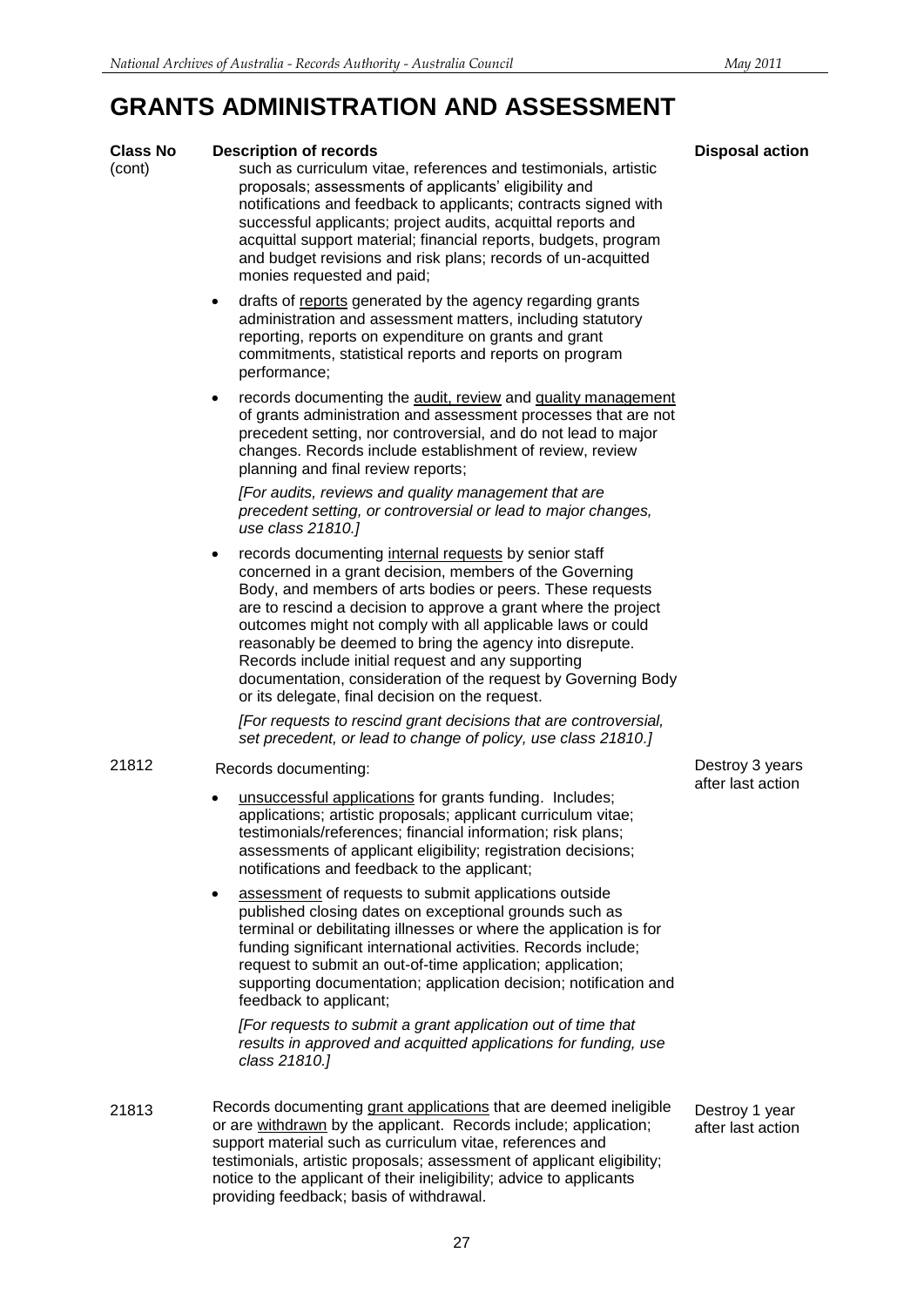# GRANTS ADMINISTRATION AND ASSESSMENT

| Class No | Description of records | Disposal action |
|---|---|---|
| (cont) | such as curriculum vitae, references and testimonials, artistic proposals; assessments of applicants' eligibility and notifications and feedback to applicants; contracts signed with successful applicants; project audits, acquittal reports and acquittal support material; financial reports, budgets, program and budget revisions and risk plans; records of un-acquitted monies requested and paid;<br><br>• drafts of reports generated by the agency regarding grants administration and assessment matters, including statutory reporting, reports on expenditure on grants and grant commitments, statistical reports and reports on program performance;<br><br>• records documenting the audit, review and quality management of grants administration and assessment processes that are not precedent setting, nor controversial, and do not lead to major changes. Records include establishment of review, review planning and final review reports;<br><br>*[For audits, reviews and quality management that are precedent setting, or controversial or lead to major changes, use class 21810.]*<br><br>• records documenting internal requests by senior staff concerned in a grant decision, members of the Governing Body, and members of arts bodies or peers. These requests are to rescind a decision to approve a grant where the project outcomes might not comply with all applicable laws or could reasonably be deemed to bring the agency into disrepute. Records include initial request and any supporting documentation, consideration of the request by Governing Body or its delegate, final decision on the request.<br><br>*[For requests to rescind grant decisions that are controversial, set precedent, or lead to change of policy, use class 21810.]* | |
| 21812 | Records documenting:<br><br>• unsuccessful applications for grants funding. Includes; applications; artistic proposals; applicant curriculum vitae; testimonials/references; financial information; risk plans; assessments of applicant eligibility; registration decisions; notifications and feedback to the applicant;<br><br>• assessment of requests to submit applications outside published closing dates on exceptional grounds such as terminal or debilitating illnesses or where the application is for funding significant international activities. Records include; request to submit an out-of-time application; application; supporting documentation; application decision; notification and feedback to applicant;<br><br>*[For requests to submit a grant application out of time that results in approved and acquitted applications for funding, use class 21810.]* | Destroy 3 years after last action |
| 21813 | Records documenting grant applications that are deemed ineligible or are withdrawn by the applicant. Records include; application; support material such as curriculum vitae, references and testimonials, artistic proposals; assessment of applicant eligibility; notice to the applicant of their ineligibility; advice to applicants providing feedback; basis of withdrawal. | Destroy 1 year after last action |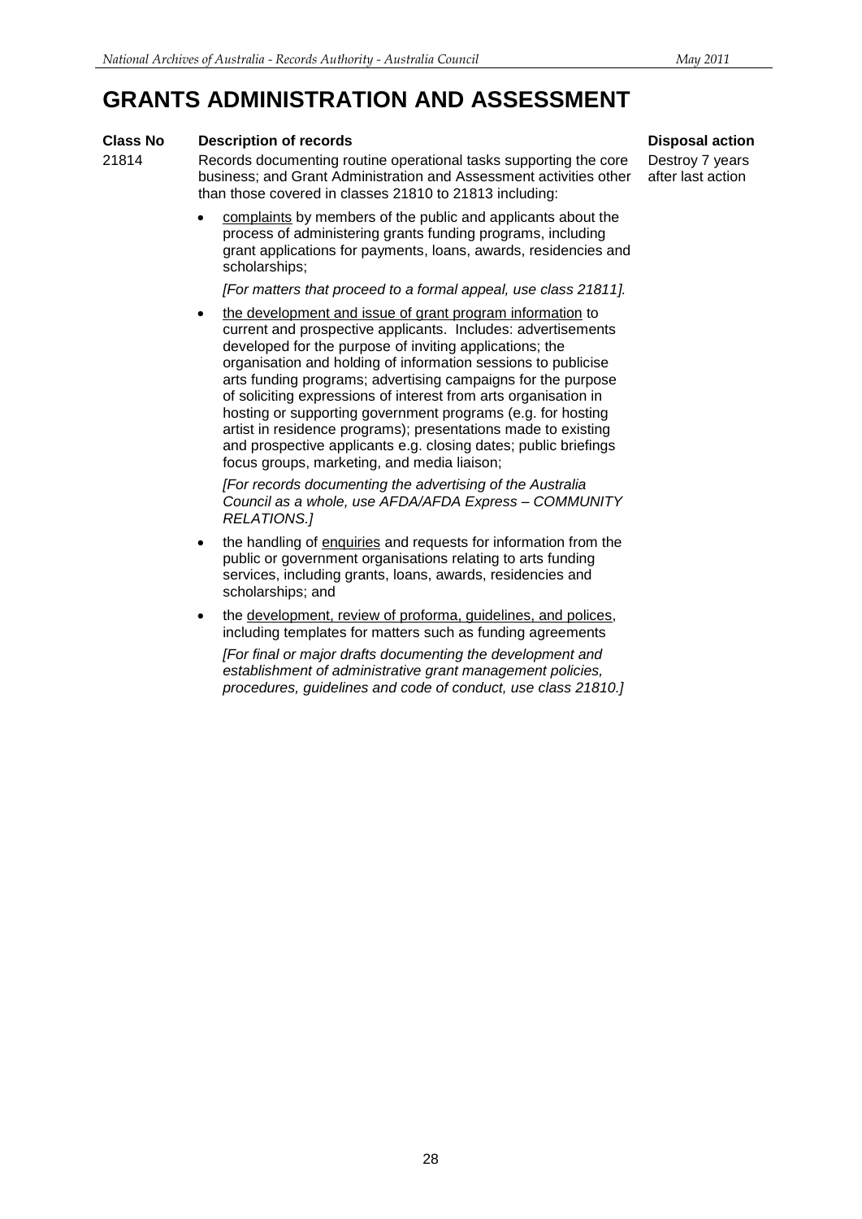# GRANTS ADMINISTRATION AND ASSESSMENT

| Class No | Description of records | Disposal action |
|---|---|---|
| 21814 | Records documenting routine operational tasks supporting the core business; and Grant Administration and Assessment activities other than those covered in classes 21810 to 21813 including:<br><br>• <u>complaints</u> by members of the public and applicants about the process of administering grants funding programs, including grant applications for payments, loans, awards, residencies and scholarships;<br><br>*[For matters that proceed to a formal appeal, use class 21811].*<br><br>• <u>the development and issue of grant program information</u> to current and prospective applicants. Includes: advertisements developed for the purpose of inviting applications; the organisation and holding of information sessions to publicise arts funding programs; advertising campaigns for the purpose of soliciting expressions of interest from arts organisation in hosting or supporting government programs (e.g. for hosting artist in residence programs); presentations made to existing and prospective applicants e.g. closing dates; public briefings focus groups, marketing, and media liaison;<br><br>*[For records documenting the advertising of the Australia Council as a whole, use AFDA/AFDA Express – COMMUNITY RELATIONS.]*<br><br>• the handling of <u>enquiries</u> and requests for information from the public or government organisations relating to arts funding services, including grants, loans, awards, residencies and scholarships; and<br><br>• the <u>development, review of proforma, guidelines, and polices</u>, including templates for matters such as funding agreements<br><br>*[For final or major drafts documenting the development and establishment of administrative grant management policies, procedures, guidelines and code of conduct, use class 21810.]* | Destroy 7 years after last action |